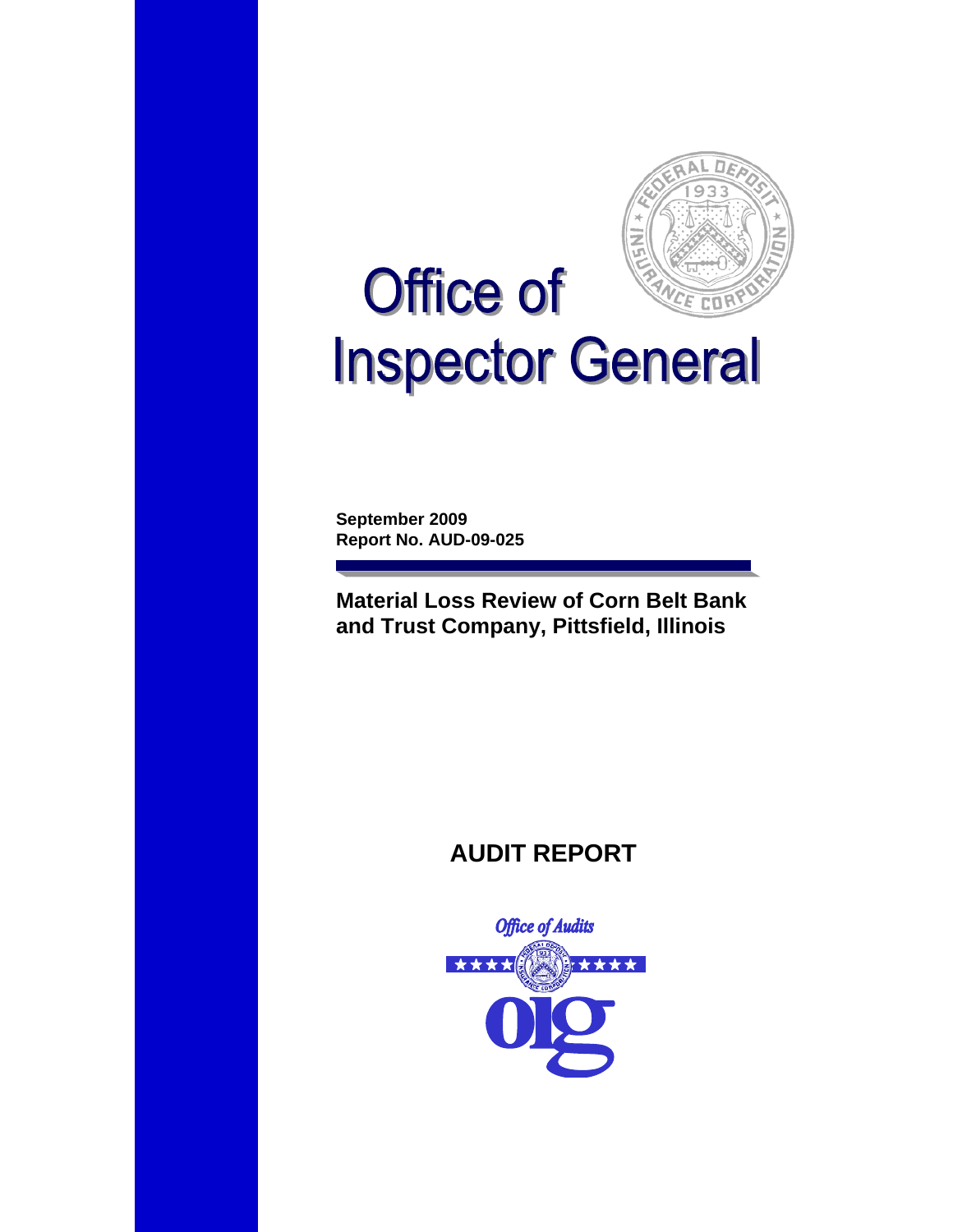# Office of Inspector General

**September 2009**
**Report No. AUD-09-025**

## Material Loss Review of Corn Belt Bank and Trust Company, Pittsfield, Illinois

## AUDIT REPORT

Office of Audits

oig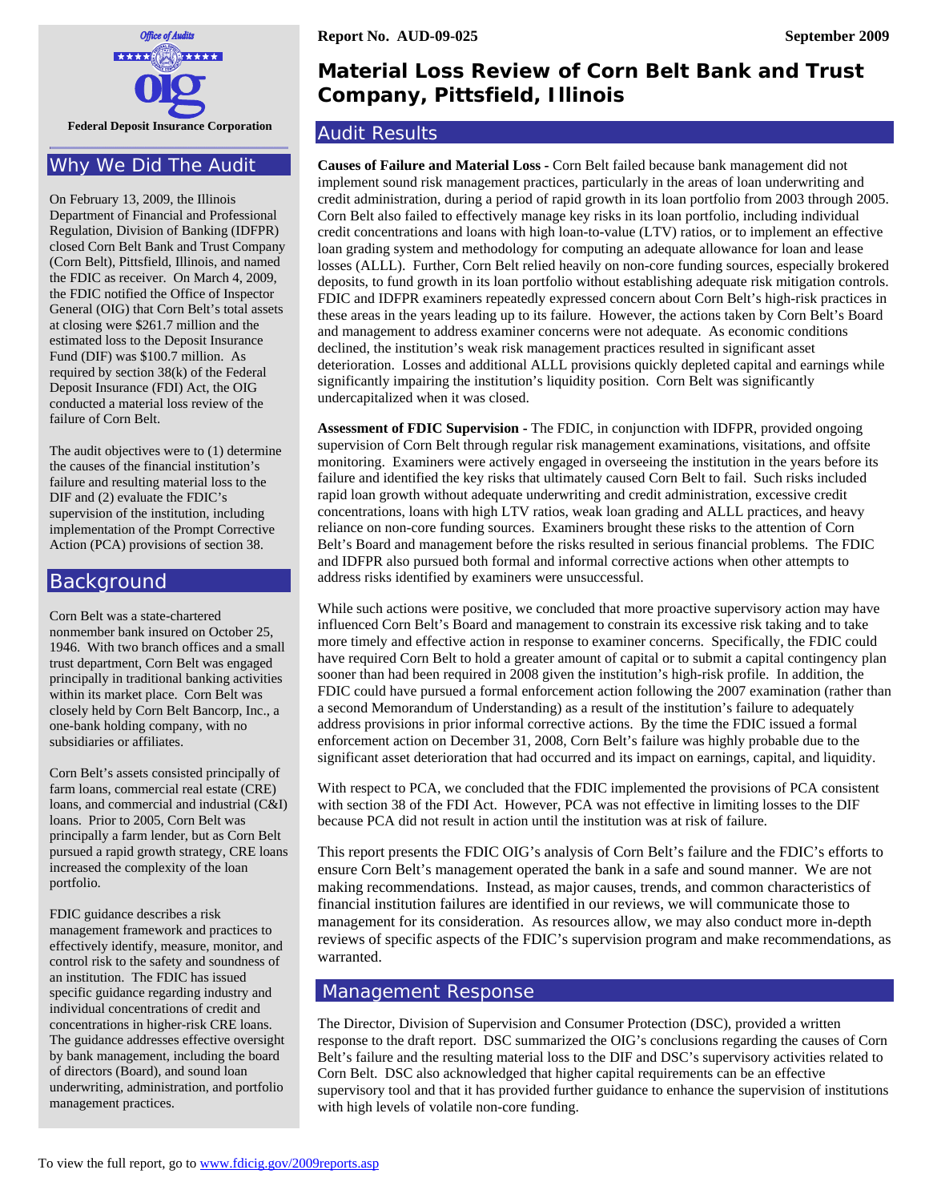Office of Audits

**Federal Deposit Insurance Corporation**

Report No. AUD-09-025

September 2009

# Material Loss Review of Corn Belt Bank and Trust Company, Pittsfield, Illinois

## Why We Did The Audit

On February 13, 2009, the Illinois Department of Financial and Professional Regulation, Division of Banking (IDFPR) closed Corn Belt Bank and Trust Company (Corn Belt), Pittsfield, Illinois, and named the FDIC as receiver. On March 4, 2009, the FDIC notified the Office of Inspector General (OIG) that Corn Belt's total assets at closing were $261.7 million and the estimated loss to the Deposit Insurance Fund (DIF) was $100.7 million. As required by section 38(k) of the Federal Deposit Insurance (FDI) Act, the OIG conducted a material loss review of the failure of Corn Belt.

The audit objectives were to (1) determine the causes of the financial institution's failure and resulting material loss to the DIF and (2) evaluate the FDIC's supervision of the institution, including implementation of the Prompt Corrective Action (PCA) provisions of section 38.

## Background

Corn Belt was a state-chartered nonmember bank insured on October 25, 1946. With two branch offices and a small trust department, Corn Belt was engaged principally in traditional banking activities within its market place. Corn Belt was closely held by Corn Belt Bancorp, Inc., a one-bank holding company, with no subsidiaries or affiliates.

Corn Belt's assets consisted principally of farm loans, commercial real estate (CRE) loans, and commercial and industrial (C&I) loans. Prior to 2005, Corn Belt was principally a farm lender, but as Corn Belt pursued a rapid growth strategy, CRE loans increased the complexity of the loan portfolio.

FDIC guidance describes a risk management framework and practices to effectively identify, measure, monitor, and control risk to the safety and soundness of an institution. The FDIC has issued specific guidance regarding industry and individual concentrations of credit and concentrations in higher-risk CRE loans. The guidance addresses effective oversight by bank management, including the board of directors (Board), and sound loan underwriting, administration, and portfolio management practices.

## Audit Results

**Causes of Failure and Material Loss -** Corn Belt failed because bank management did not implement sound risk management practices, particularly in the areas of loan underwriting and credit administration, during a period of rapid growth in its loan portfolio from 2003 through 2005. Corn Belt also failed to effectively manage key risks in its loan portfolio, including individual credit concentrations and loans with high loan-to-value (LTV) ratios, or to implement an effective loan grading system and methodology for computing an adequate allowance for loan and lease losses (ALLL). Further, Corn Belt relied heavily on non-core funding sources, especially brokered deposits, to fund growth in its loan portfolio without establishing adequate risk mitigation controls. FDIC and IDFPR examiners repeatedly expressed concern about Corn Belt's high-risk practices in these areas in the years leading up to its failure. However, the actions taken by Corn Belt's Board and management to address examiner concerns were not adequate. As economic conditions declined, the institution's weak risk management practices resulted in significant asset deterioration. Losses and additional ALLL provisions quickly depleted capital and earnings while significantly impairing the institution's liquidity position. Corn Belt was significantly undercapitalized when it was closed.

**Assessment of FDIC Supervision -** The FDIC, in conjunction with IDFPR, provided ongoing supervision of Corn Belt through regular risk management examinations, visitations, and offsite monitoring. Examiners were actively engaged in overseeing the institution in the years before its failure and identified the key risks that ultimately caused Corn Belt to fail. Such risks included rapid loan growth without adequate underwriting and credit administration, excessive credit concentrations, loans with high LTV ratios, weak loan grading and ALLL practices, and heavy reliance on non-core funding sources. Examiners brought these risks to the attention of Corn Belt's Board and management before the risks resulted in serious financial problems. The FDIC and IDFPR also pursued both formal and informal corrective actions when other attempts to address risks identified by examiners were unsuccessful.

While such actions were positive, we concluded that more proactive supervisory action may have influenced Corn Belt's Board and management to constrain its excessive risk taking and to take more timely and effective action in response to examiner concerns. Specifically, the FDIC could have required Corn Belt to hold a greater amount of capital or to submit a capital contingency plan sooner than had been required in 2008 given the institution's high-risk profile. In addition, the FDIC could have pursued a formal enforcement action following the 2007 examination (rather than a second Memorandum of Understanding) as a result of the institution's failure to adequately address provisions in prior informal corrective actions. By the time the FDIC issued a formal enforcement action on December 31, 2008, Corn Belt's failure was highly probable due to the significant asset deterioration that had occurred and its impact on earnings, capital, and liquidity.

With respect to PCA, we concluded that the FDIC implemented the provisions of PCA consistent with section 38 of the FDI Act. However, PCA was not effective in limiting losses to the DIF because PCA did not result in action until the institution was at risk of failure.

This report presents the FDIC OIG's analysis of Corn Belt's failure and the FDIC's efforts to ensure Corn Belt's management operated the bank in a safe and sound manner. We are not making recommendations. Instead, as major causes, trends, and common characteristics of financial institution failures are identified in our reviews, we will communicate those to management for its consideration. As resources allow, we may also conduct more in-depth reviews of specific aspects of the FDIC's supervision program and make recommendations, as warranted.

## Management Response

The Director, Division of Supervision and Consumer Protection (DSC), provided a written response to the draft report. DSC summarized the OIG's conclusions regarding the causes of Corn Belt's failure and the resulting material loss to the DIF and DSC's supervisory activities related to Corn Belt. DSC also acknowledged that higher capital requirements can be an effective supervisory tool and that it has provided further guidance to enhance the supervision of institutions with high levels of volatile non-core funding.

To view the full report, go to www.fdicig.gov/2009reports.asp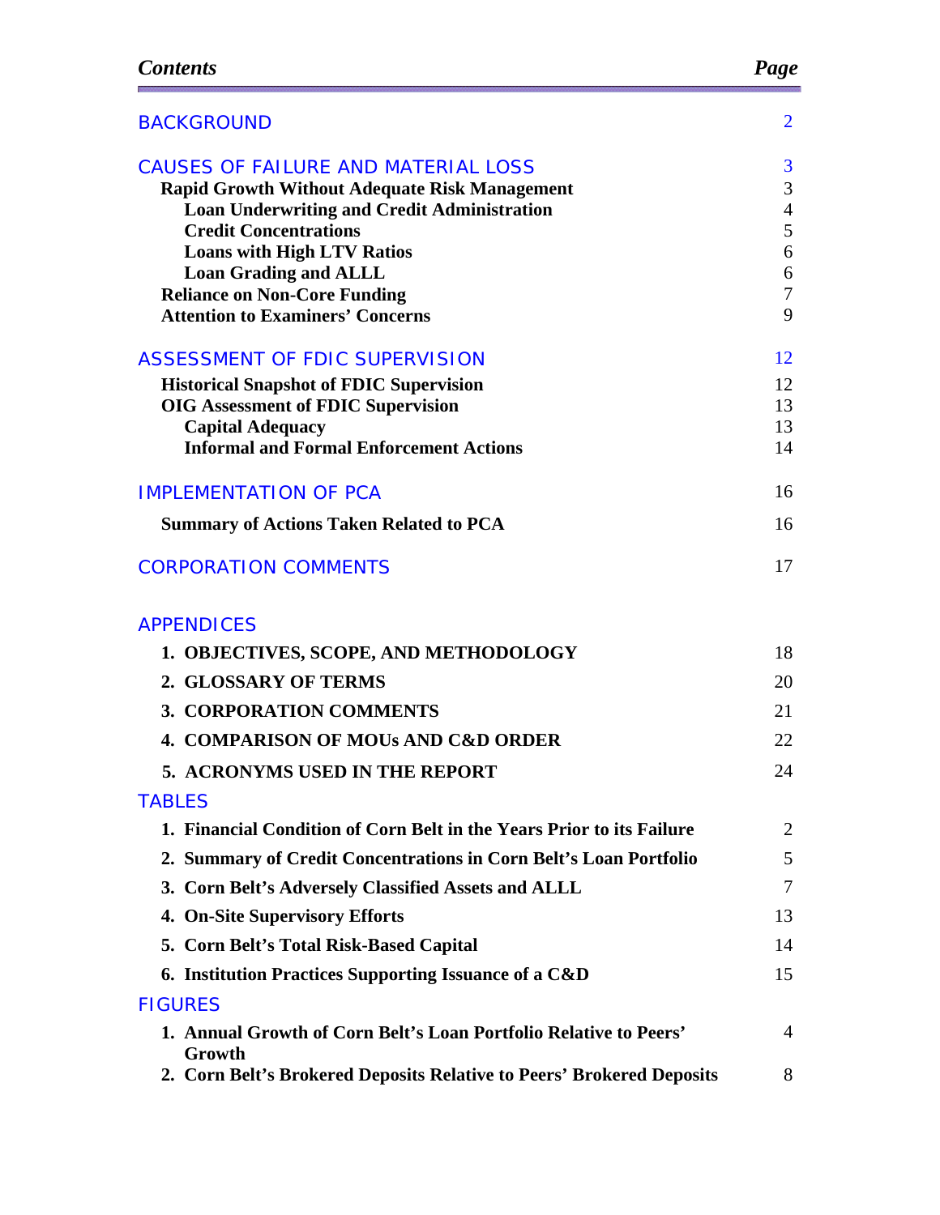| *Contents* | *Page* |
|---|---|
| BACKGROUND | 2 |
| CAUSES OF FAILURE AND MATERIAL LOSS | 3 |
| **Rapid Growth Without Adequate Risk Management** | 3 |
| **Loan Underwriting and Credit Administration** | 4 |
| **Credit Concentrations** | 5 |
| **Loans with High LTV Ratios** | 6 |
| **Loan Grading and ALLL** | 6 |
| **Reliance on Non-Core Funding** | 7 |
| **Attention to Examiners' Concerns** | 9 |
| ASSESSMENT OF FDIC SUPERVISION | 12 |
| **Historical Snapshot of FDIC Supervision** | 12 |
| **OIG Assessment of FDIC Supervision** | 13 |
| **Capital Adequacy** | 13 |
| **Informal and Formal Enforcement Actions** | 14 |
| IMPLEMENTATION OF PCA | 16 |
| **Summary of Actions Taken Related to PCA** | 16 |
| CORPORATION COMMENTS | 17 |
| APPENDICES | |
| **1. OBJECTIVES, SCOPE, AND METHODOLOGY** | 18 |
| **2. GLOSSARY OF TERMS** | 20 |
| **3. CORPORATION COMMENTS** | 21 |
| **4. COMPARISON OF MOUs AND C&D ORDER** | 22 |
| **5. ACRONYMS USED IN THE REPORT** | 24 |
| TABLES | |
| **1. Financial Condition of Corn Belt in the Years Prior to its Failure** | 2 |
| **2. Summary of Credit Concentrations in Corn Belt's Loan Portfolio** | 5 |
| **3. Corn Belt's Adversely Classified Assets and ALLL** | 7 |
| **4. On-Site Supervisory Efforts** | 13 |
| **5. Corn Belt's Total Risk-Based Capital** | 14 |
| **6. Institution Practices Supporting Issuance of a C&D** | 15 |
| FIGURES | |
| **1. Annual Growth of Corn Belt's Loan Portfolio Relative to Peers' Growth** | 4 |
| **2. Corn Belt's Brokered Deposits Relative to Peers' Brokered Deposits** | 8 |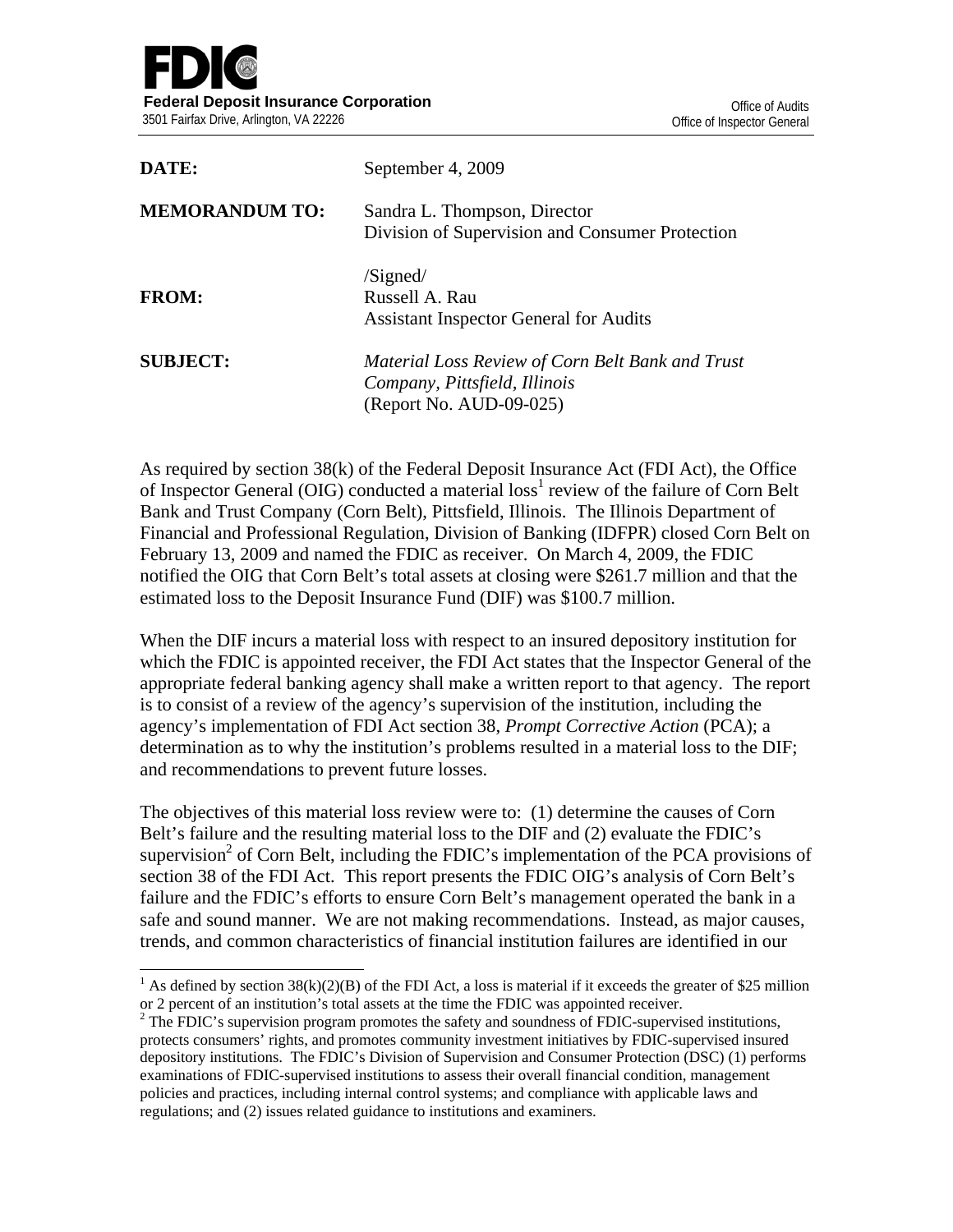**FDIC**

**Federal Deposit Insurance Corporation**
3501 Fairfax Drive, Arlington, VA 22226

Office of Audits
Office of Inspector General

| | |
|---|---|
| **DATE:** | September 4, 2009 |
| **MEMORANDUM TO:** | Sandra L. Thompson, Director<br>Division of Supervision and Consumer Protection |
| **FROM:** | /Signed/<br>Russell A. Rau<br>Assistant Inspector General for Audits |
| **SUBJECT:** | *Material Loss Review of Corn Belt Bank and Trust Company, Pittsfield, Illinois*<br>(Report No. AUD-09-025) |

As required by section 38(k) of the Federal Deposit Insurance Act (FDI Act), the Office of Inspector General (OIG) conducted a material loss[1] review of the failure of Corn Belt Bank and Trust Company (Corn Belt), Pittsfield, Illinois. The Illinois Department of Financial and Professional Regulation, Division of Banking (IDFPR) closed Corn Belt on February 13, 2009 and named the FDIC as receiver. On March 4, 2009, the FDIC notified the OIG that Corn Belt's total assets at closing were $261.7 million and that the estimated loss to the Deposit Insurance Fund (DIF) was $100.7 million.

When the DIF incurs a material loss with respect to an insured depository institution for which the FDIC is appointed receiver, the FDI Act states that the Inspector General of the appropriate federal banking agency shall make a written report to that agency. The report is to consist of a review of the agency's supervision of the institution, including the agency's implementation of FDI Act section 38, *Prompt Corrective Action* (PCA); a determination as to why the institution's problems resulted in a material loss to the DIF; and recommendations to prevent future losses.

The objectives of this material loss review were to: (1) determine the causes of Corn Belt's failure and the resulting material loss to the DIF and (2) evaluate the FDIC's supervision[2] of Corn Belt, including the FDIC's implementation of the PCA provisions of section 38 of the FDI Act. This report presents the FDIC OIG's analysis of Corn Belt's failure and the FDIC's efforts to ensure Corn Belt's management operated the bank in a safe and sound manner. We are not making recommendations. Instead, as major causes, trends, and common characteristics of financial institution failures are identified in our

---

[1] As defined by section 38(k)(2)(B) of the FDI Act, a loss is material if it exceeds the greater of $25 million or 2 percent of an institution's total assets at the time the FDIC was appointed receiver.

[2] The FDIC's supervision program promotes the safety and soundness of FDIC-supervised institutions, protects consumers' rights, and promotes community investment initiatives by FDIC-supervised insured depository institutions. The FDIC's Division of Supervision and Consumer Protection (DSC) (1) performs examinations of FDIC-supervised institutions to assess their overall financial condition, management policies and practices, including internal control systems; and compliance with applicable laws and regulations; and (2) issues related guidance to institutions and examiners.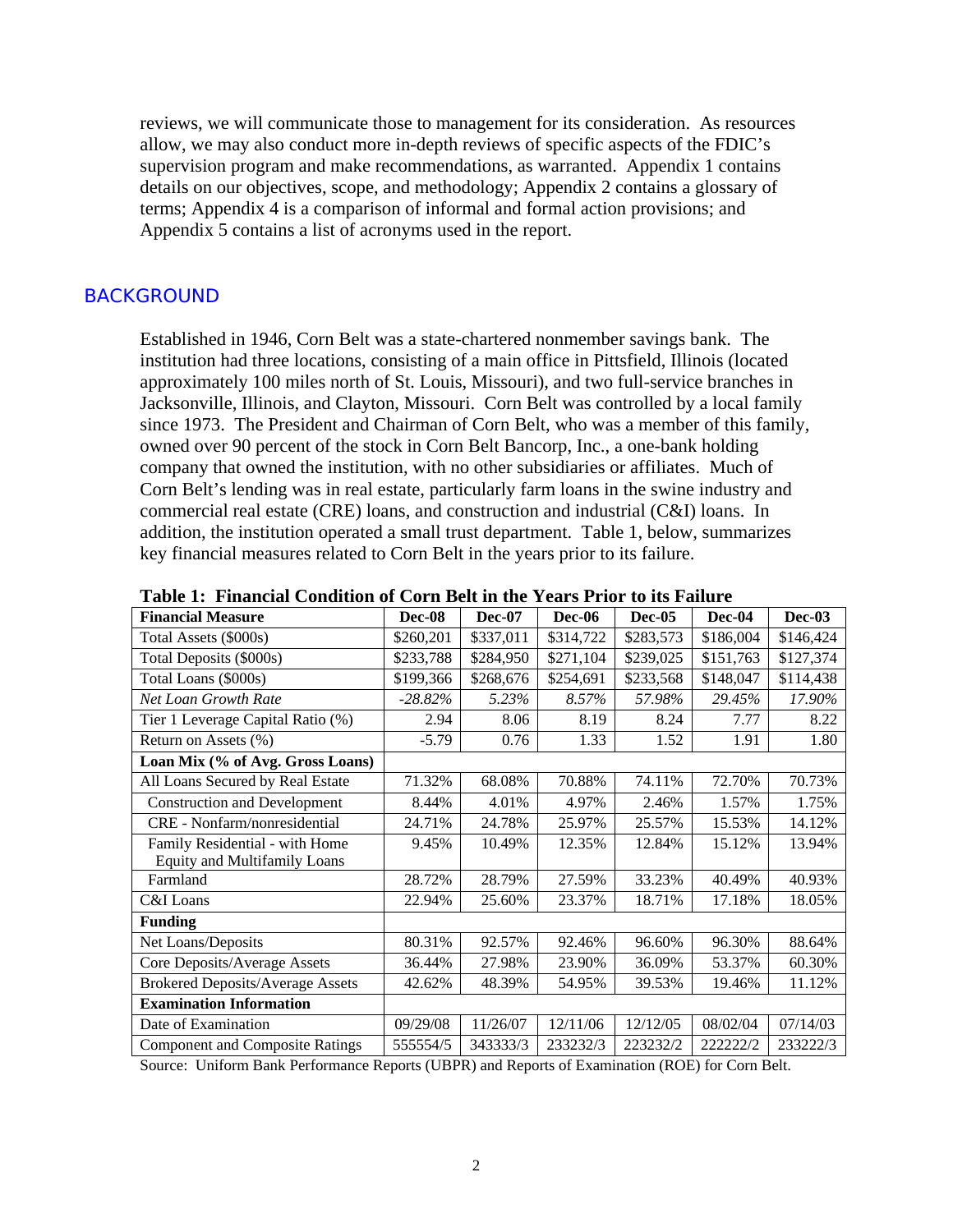reviews, we will communicate those to management for its consideration. As resources allow, we may also conduct more in-depth reviews of specific aspects of the FDIC's supervision program and make recommendations, as warranted. Appendix 1 contains details on our objectives, scope, and methodology; Appendix 2 contains a glossary of terms; Appendix 4 is a comparison of informal and formal action provisions; and Appendix 5 contains a list of acronyms used in the report.

## BACKGROUND

Established in 1946, Corn Belt was a state-chartered nonmember savings bank. The institution had three locations, consisting of a main office in Pittsfield, Illinois (located approximately 100 miles north of St. Louis, Missouri), and two full-service branches in Jacksonville, Illinois, and Clayton, Missouri. Corn Belt was controlled by a local family since 1973. The President and Chairman of Corn Belt, who was a member of this family, owned over 90 percent of the stock in Corn Belt Bancorp, Inc., a one-bank holding company that owned the institution, with no other subsidiaries or affiliates. Much of Corn Belt's lending was in real estate, particularly farm loans in the swine industry and commercial real estate (CRE) loans, and construction and industrial (C&I) loans. In addition, the institution operated a small trust department. Table 1, below, summarizes key financial measures related to Corn Belt in the years prior to its failure.

**Table 1: Financial Condition of Corn Belt in the Years Prior to its Failure**

| Financial Measure | Dec-08 | Dec-07 | Dec-06 | Dec-05 | Dec-04 | Dec-03 |
|---|---|---|---|---|---|---|
| Total Assets ($000s) | $260,201 | $337,011 | $314,722 | $283,573 | $186,004 | $146,424 |
| Total Deposits ($000s) | $233,788 | $284,950 | $271,104 | $239,025 | $151,763 | $127,374 |
| Total Loans ($000s) | $199,366 | $268,676 | $254,691 | $233,568 | $148,047 | $114,438 |
| *Net Loan Growth Rate* | *-28.82%* | *5.23%* | *8.57%* | *57.98%* | *29.45%* | *17.90%* |
| Tier 1 Leverage Capital Ratio (%) | 2.94 | 8.06 | 8.19 | 8.24 | 7.77 | 8.22 |
| Return on Assets (%) | -5.79 | 0.76 | 1.33 | 1.52 | 1.91 | 1.80 |
| **Loan Mix (% of Avg. Gross Loans)** | | | | | | |
| All Loans Secured by Real Estate | 71.32% | 68.08% | 70.88% | 74.11% | 72.70% | 70.73% |
| Construction and Development | 8.44% | 4.01% | 4.97% | 2.46% | 1.57% | 1.75% |
| CRE - Nonfarm/nonresidential | 24.71% | 24.78% | 25.97% | 25.57% | 15.53% | 14.12% |
| Family Residential - with Home Equity and Multifamily Loans | 9.45% | 10.49% | 12.35% | 12.84% | 15.12% | 13.94% |
| Farmland | 28.72% | 28.79% | 27.59% | 33.23% | 40.49% | 40.93% |
| C&I Loans | 22.94% | 25.60% | 23.37% | 18.71% | 17.18% | 18.05% |
| **Funding** | | | | | | |
| Net Loans/Deposits | 80.31% | 92.57% | 92.46% | 96.60% | 96.30% | 88.64% |
| Core Deposits/Average Assets | 36.44% | 27.98% | 23.90% | 36.09% | 53.37% | 60.30% |
| Brokered Deposits/Average Assets | 42.62% | 48.39% | 54.95% | 39.53% | 19.46% | 11.12% |
| **Examination Information** | | | | | | |
| Date of Examination | 09/29/08 | 11/26/07 | 12/11/06 | 12/12/05 | 08/02/04 | 07/14/03 |
| Component and Composite Ratings | 555554/5 | 343333/3 | 233232/3 | 223232/2 | 222222/2 | 233222/3 |

Source: Uniform Bank Performance Reports (UBPR) and Reports of Examination (ROE) for Corn Belt.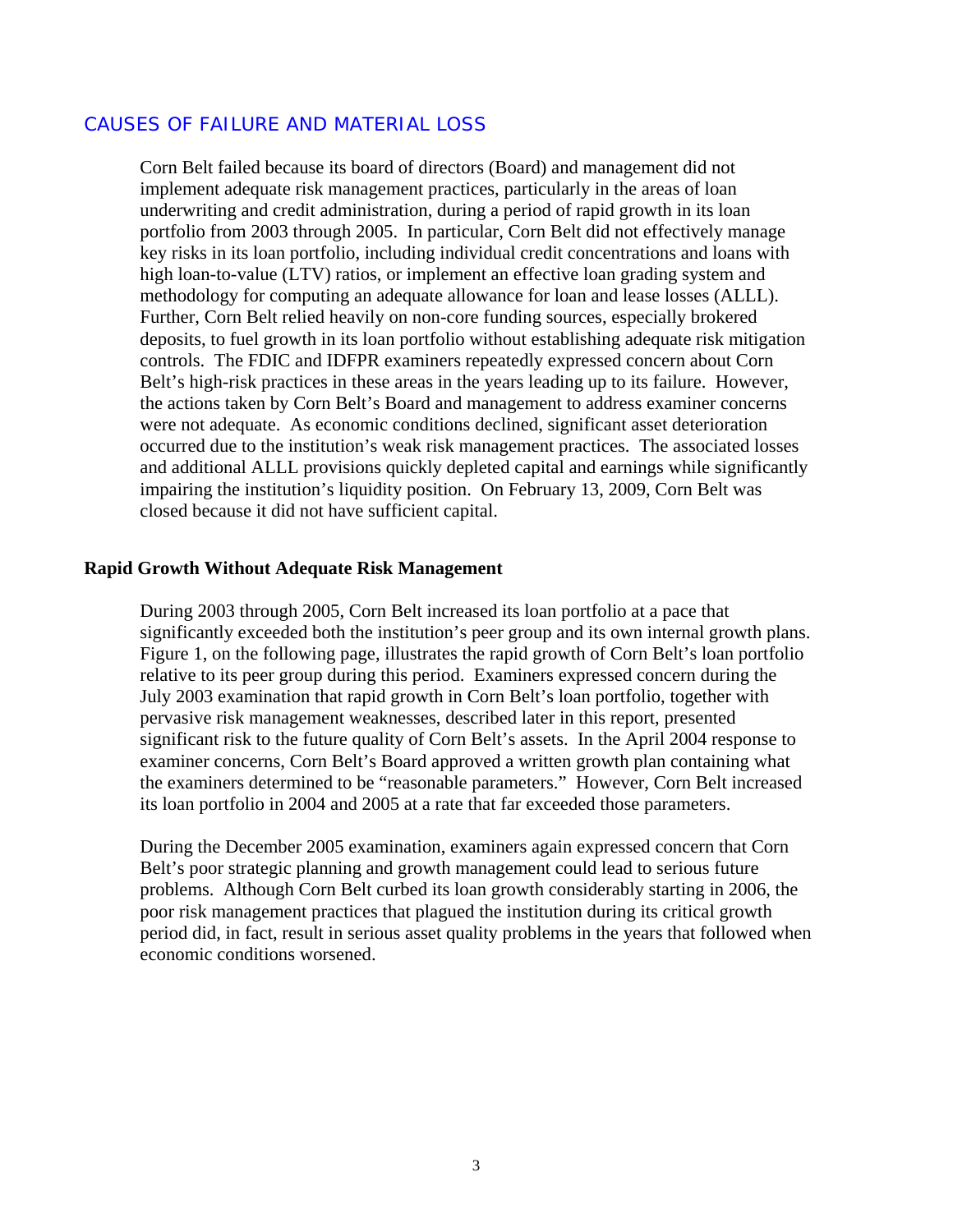## CAUSES OF FAILURE AND MATERIAL LOSS

Corn Belt failed because its board of directors (Board) and management did not implement adequate risk management practices, particularly in the areas of loan underwriting and credit administration, during a period of rapid growth in its loan portfolio from 2003 through 2005. In particular, Corn Belt did not effectively manage key risks in its loan portfolio, including individual credit concentrations and loans with high loan-to-value (LTV) ratios, or implement an effective loan grading system and methodology for computing an adequate allowance for loan and lease losses (ALLL). Further, Corn Belt relied heavily on non-core funding sources, especially brokered deposits, to fuel growth in its loan portfolio without establishing adequate risk mitigation controls. The FDIC and IDFPR examiners repeatedly expressed concern about Corn Belt's high-risk practices in these areas in the years leading up to its failure. However, the actions taken by Corn Belt's Board and management to address examiner concerns were not adequate. As economic conditions declined, significant asset deterioration occurred due to the institution's weak risk management practices. The associated losses and additional ALLL provisions quickly depleted capital and earnings while significantly impairing the institution's liquidity position. On February 13, 2009, Corn Belt was closed because it did not have sufficient capital.

### Rapid Growth Without Adequate Risk Management

During 2003 through 2005, Corn Belt increased its loan portfolio at a pace that significantly exceeded both the institution's peer group and its own internal growth plans. Figure 1, on the following page, illustrates the rapid growth of Corn Belt's loan portfolio relative to its peer group during this period. Examiners expressed concern during the July 2003 examination that rapid growth in Corn Belt's loan portfolio, together with pervasive risk management weaknesses, described later in this report, presented significant risk to the future quality of Corn Belt's assets. In the April 2004 response to examiner concerns, Corn Belt's Board approved a written growth plan containing what the examiners determined to be "reasonable parameters." However, Corn Belt increased its loan portfolio in 2004 and 2005 at a rate that far exceeded those parameters.

During the December 2005 examination, examiners again expressed concern that Corn Belt's poor strategic planning and growth management could lead to serious future problems. Although Corn Belt curbed its loan growth considerably starting in 2006, the poor risk management practices that plagued the institution during its critical growth period did, in fact, result in serious asset quality problems in the years that followed when economic conditions worsened.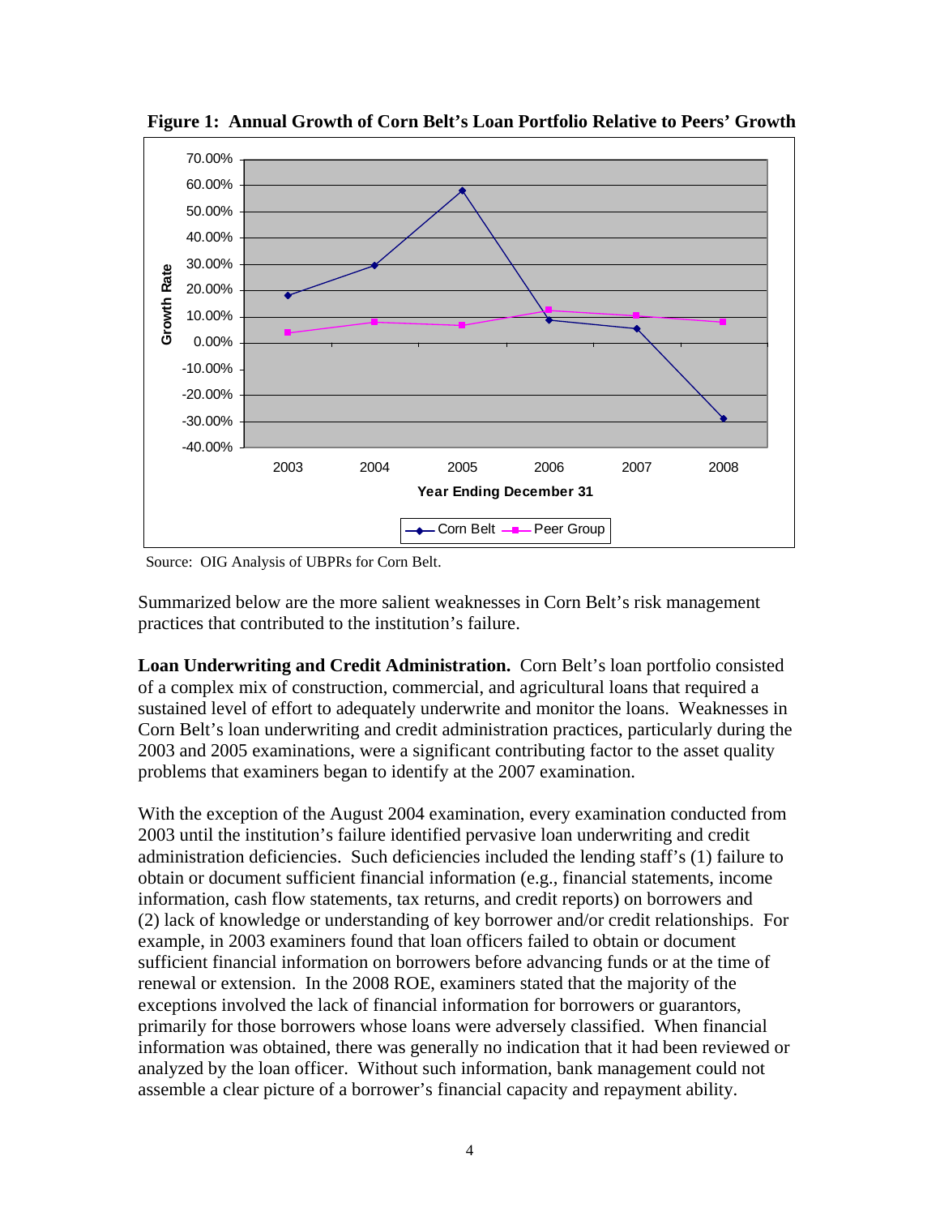**Figure 1: Annual Growth of Corn Belt's Loan Portfolio Relative to Peers' Growth**

Growth Rate

70.00%
60.00%
50.00%
40.00%
30.00%
20.00%
10.00%
0.00%
-10.00%
-20.00%
-30.00%
-40.00%

2003 2004 2005 2006 2007 2008

Year Ending December 31

Corn Belt — Peer Group

Source: OIG Analysis of UBPRs for Corn Belt.

Summarized below are the more salient weaknesses in Corn Belt's risk management practices that contributed to the institution's failure.

**Loan Underwriting and Credit Administration.** Corn Belt's loan portfolio consisted of a complex mix of construction, commercial, and agricultural loans that required a sustained level of effort to adequately underwrite and monitor the loans. Weaknesses in Corn Belt's loan underwriting and credit administration practices, particularly during the 2003 and 2005 examinations, were a significant contributing factor to the asset quality problems that examiners began to identify at the 2007 examination.

With the exception of the August 2004 examination, every examination conducted from 2003 until the institution's failure identified pervasive loan underwriting and credit administration deficiencies. Such deficiencies included the lending staff's (1) failure to obtain or document sufficient financial information (e.g., financial statements, income information, cash flow statements, tax returns, and credit reports) on borrowers and (2) lack of knowledge or understanding of key borrower and/or credit relationships. For example, in 2003 examiners found that loan officers failed to obtain or document sufficient financial information on borrowers before advancing funds or at the time of renewal or extension. In the 2008 ROE, examiners stated that the majority of the exceptions involved the lack of financial information for borrowers or guarantors, primarily for those borrowers whose loans were adversely classified. When financial information was obtained, there was generally no indication that it had been reviewed or analyzed by the loan officer. Without such information, bank management could not assemble a clear picture of a borrower's financial capacity and repayment ability.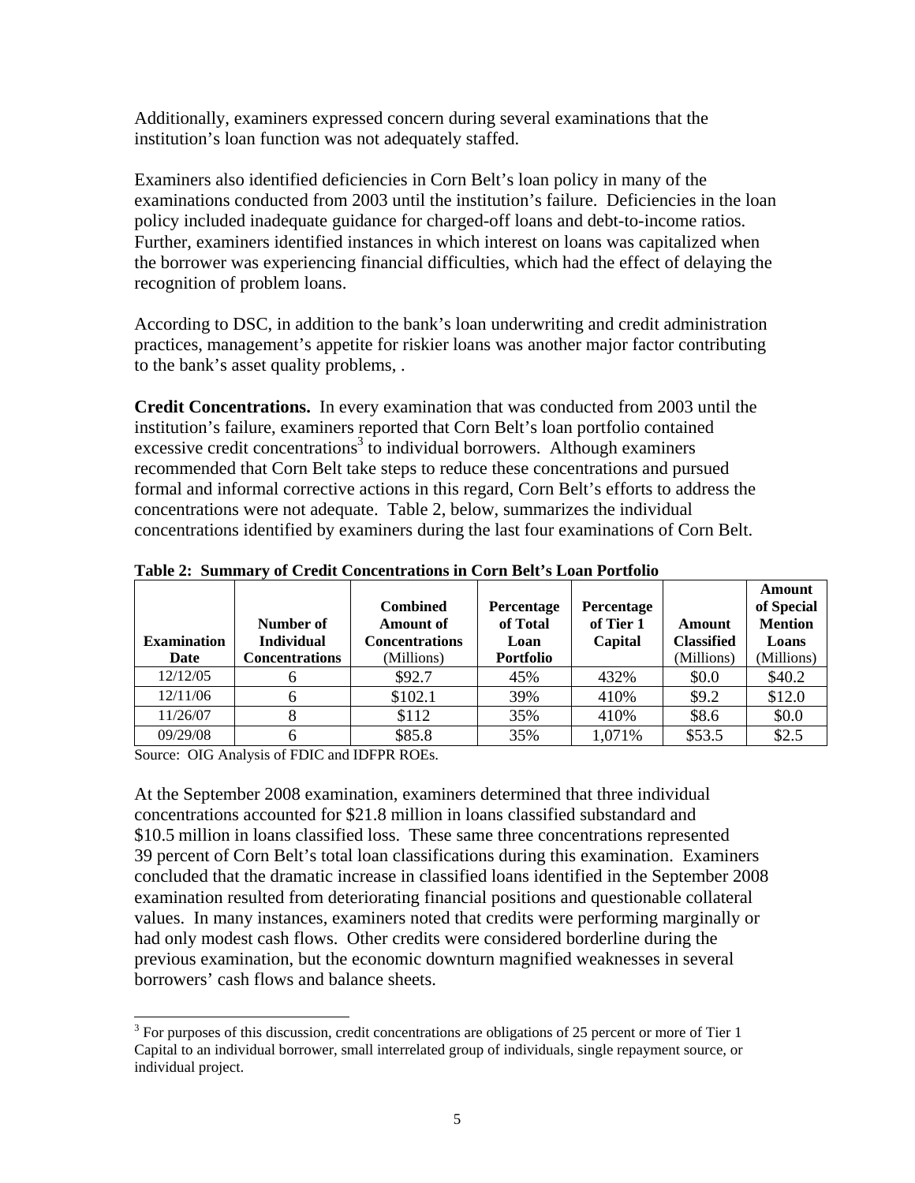Additionally, examiners expressed concern during several examinations that the institution's loan function was not adequately staffed.

Examiners also identified deficiencies in Corn Belt's loan policy in many of the examinations conducted from 2003 until the institution's failure. Deficiencies in the loan policy included inadequate guidance for charged-off loans and debt-to-income ratios. Further, examiners identified instances in which interest on loans was capitalized when the borrower was experiencing financial difficulties, which had the effect of delaying the recognition of problem loans.

According to DSC, in addition to the bank's loan underwriting and credit administration practices, management's appetite for riskier loans was another major factor contributing to the bank's asset quality problems, .

**Credit Concentrations.** In every examination that was conducted from 2003 until the institution's failure, examiners reported that Corn Belt's loan portfolio contained excessive credit concentrations[3] to individual borrowers. Although examiners recommended that Corn Belt take steps to reduce these concentrations and pursued formal and informal corrective actions in this regard, Corn Belt's efforts to address the concentrations were not adequate. Table 2, below, summarizes the individual concentrations identified by examiners during the last four examinations of Corn Belt.

**Table 2: Summary of Credit Concentrations in Corn Belt's Loan Portfolio**

| Examination Date | Number of Individual Concentrations | Combined Amount of Concentrations (Millions) | Percentage of Total Loan Portfolio | Percentage of Tier 1 Capital | Amount Classified (Millions) | Amount of Special Mention Loans (Millions) |
|---|---|---|---|---|---|---|
| 12/12/05 | 6 | $92.7 | 45% | 432% | $0.0 | $40.2 |
| 12/11/06 | 6 | $102.1 | 39% | 410% | $9.2 | $12.0 |
| 11/26/07 | 8 | $112 | 35% | 410% | $8.6 | $0.0 |
| 09/29/08 | 6 | $85.8 | 35% | 1,071% | $53.5 | $2.5 |

Source: OIG Analysis of FDIC and IDFPR ROEs.

At the September 2008 examination, examiners determined that three individual concentrations accounted for $21.8 million in loans classified substandard and $10.5 million in loans classified loss. These same three concentrations represented 39 percent of Corn Belt's total loan classifications during this examination. Examiners concluded that the dramatic increase in classified loans identified in the September 2008 examination resulted from deteriorating financial positions and questionable collateral values. In many instances, examiners noted that credits were performing marginally or had only modest cash flows. Other credits were considered borderline during the previous examination, but the economic downturn magnified weaknesses in several borrowers' cash flows and balance sheets.

[3] For purposes of this discussion, credit concentrations are obligations of 25 percent or more of Tier 1 Capital to an individual borrower, small interrelated group of individuals, single repayment source, or individual project.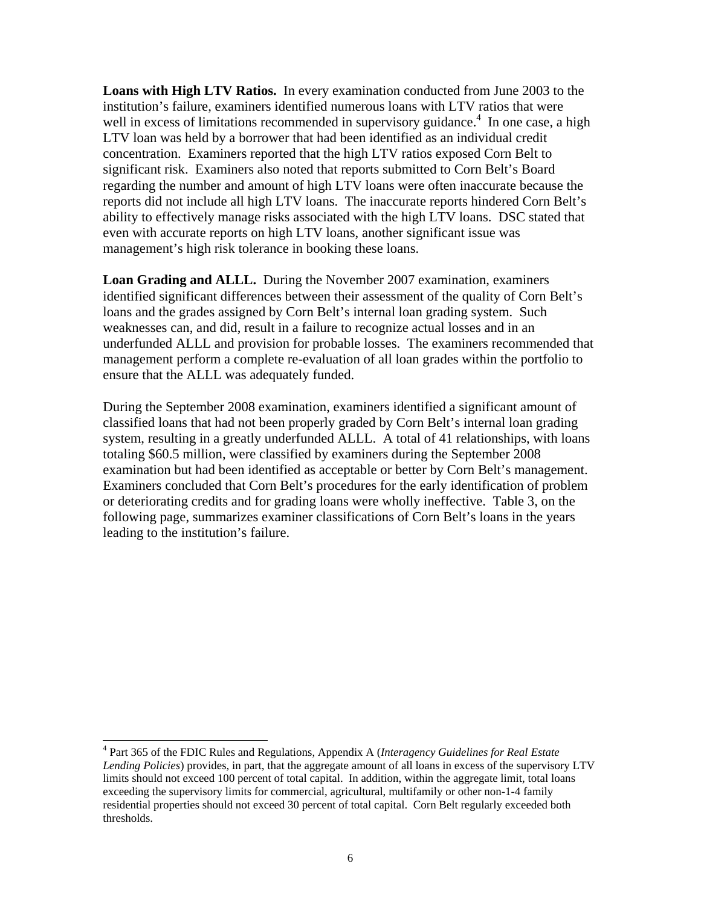**Loans with High LTV Ratios.** In every examination conducted from June 2003 to the institution's failure, examiners identified numerous loans with LTV ratios that were well in excess of limitations recommended in supervisory guidance.[4] In one case, a high LTV loan was held by a borrower that had been identified as an individual credit concentration. Examiners reported that the high LTV ratios exposed Corn Belt to significant risk. Examiners also noted that reports submitted to Corn Belt's Board regarding the number and amount of high LTV loans were often inaccurate because the reports did not include all high LTV loans. The inaccurate reports hindered Corn Belt's ability to effectively manage risks associated with the high LTV loans. DSC stated that even with accurate reports on high LTV loans, another significant issue was management's high risk tolerance in booking these loans.

**Loan Grading and ALLL.** During the November 2007 examination, examiners identified significant differences between their assessment of the quality of Corn Belt's loans and the grades assigned by Corn Belt's internal loan grading system. Such weaknesses can, and did, result in a failure to recognize actual losses and in an underfunded ALLL and provision for probable losses. The examiners recommended that management perform a complete re-evaluation of all loan grades within the portfolio to ensure that the ALLL was adequately funded.

During the September 2008 examination, examiners identified a significant amount of classified loans that had not been properly graded by Corn Belt's internal loan grading system, resulting in a greatly underfunded ALLL. A total of 41 relationships, with loans totaling $60.5 million, were classified by examiners during the September 2008 examination but had been identified as acceptable or better by Corn Belt's management. Examiners concluded that Corn Belt's procedures for the early identification of problem or deteriorating credits and for grading loans were wholly ineffective. Table 3, on the following page, summarizes examiner classifications of Corn Belt's loans in the years leading to the institution's failure.

[4] Part 365 of the FDIC Rules and Regulations, Appendix A (*Interagency Guidelines for Real Estate Lending Policies*) provides, in part, that the aggregate amount of all loans in excess of the supervisory LTV limits should not exceed 100 percent of total capital. In addition, within the aggregate limit, total loans exceeding the supervisory limits for commercial, agricultural, multifamily or other non-1-4 family residential properties should not exceed 30 percent of total capital. Corn Belt regularly exceeded both thresholds.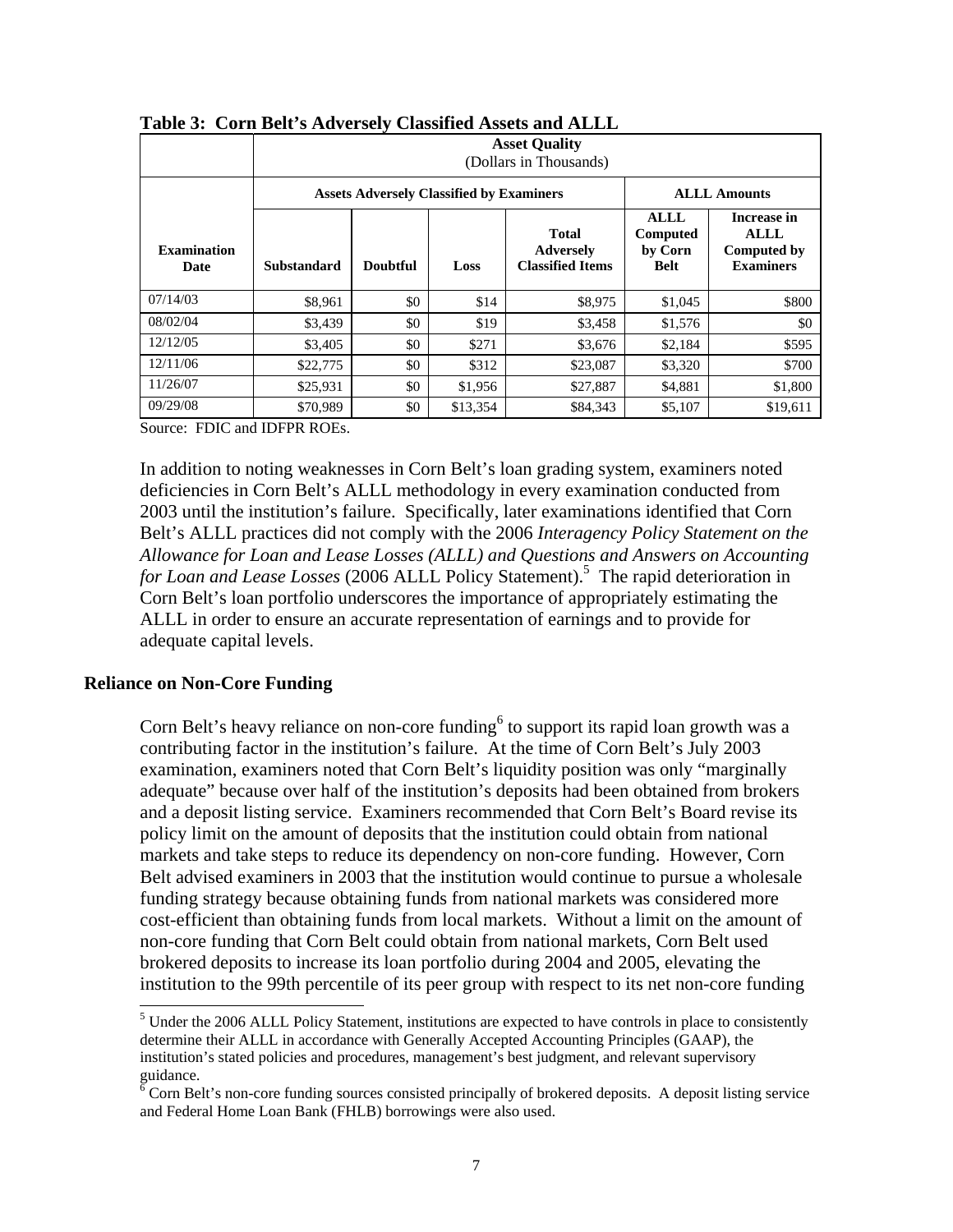**Table 3: Corn Belt's Adversely Classified Assets and ALLL**

| | Asset Quality (Dollars in Thousands) | | | | | |
|---|---|---|---|---|---|---|
| | Assets Adversely Classified by Examiners | | | | ALLL Amounts | |
| Examination Date | Substandard | Doubtful | Loss | Total Adversely Classified Items | ALLL Computed by Corn Belt | Increase in ALLL Computed by Examiners |
| 07/14/03 | $8,961 | $0 | $14 | $8,975 | $1,045 | $800 |
| 08/02/04 | $3,439 | $0 | $19 | $3,458 | $1,576 | $0 |
| 12/12/05 | $3,405 | $0 | $271 | $3,676 | $2,184 | $595 |
| 12/11/06 | $22,775 | $0 | $312 | $23,087 | $3,320 | $700 |
| 11/26/07 | $25,931 | $0 | $1,956 | $27,887 | $4,881 | $1,800 |
| 09/29/08 | $70,989 | $0 | $13,354 | $84,343 | $5,107 | $19,611 |

Source: FDIC and IDFPR ROEs.

In addition to noting weaknesses in Corn Belt's loan grading system, examiners noted deficiencies in Corn Belt's ALLL methodology in every examination conducted from 2003 until the institution's failure. Specifically, later examinations identified that Corn Belt's ALLL practices did not comply with the 2006 *Interagency Policy Statement on the Allowance for Loan and Lease Losses (ALLL) and Questions and Answers on Accounting for Loan and Lease Losses* (2006 ALLL Policy Statement).[5] The rapid deterioration in Corn Belt's loan portfolio underscores the importance of appropriately estimating the ALLL in order to ensure an accurate representation of earnings and to provide for adequate capital levels.

## Reliance on Non-Core Funding

Corn Belt's heavy reliance on non-core funding[6] to support its rapid loan growth was a contributing factor in the institution's failure. At the time of Corn Belt's July 2003 examination, examiners noted that Corn Belt's liquidity position was only "marginally adequate" because over half of the institution's deposits had been obtained from brokers and a deposit listing service. Examiners recommended that Corn Belt's Board revise its policy limit on the amount of deposits that the institution could obtain from national markets and take steps to reduce its dependency on non-core funding. However, Corn Belt advised examiners in 2003 that the institution would continue to pursue a wholesale funding strategy because obtaining funds from national markets was considered more cost-efficient than obtaining funds from local markets. Without a limit on the amount of non-core funding that Corn Belt could obtain from national markets, Corn Belt used brokered deposits to increase its loan portfolio during 2004 and 2005, elevating the institution to the 99th percentile of its peer group with respect to its net non-core funding

[5] Under the 2006 ALLL Policy Statement, institutions are expected to have controls in place to consistently determine their ALLL in accordance with Generally Accepted Accounting Principles (GAAP), the institution's stated policies and procedures, management's best judgment, and relevant supervisory guidance.

[6] Corn Belt's non-core funding sources consisted principally of brokered deposits. A deposit listing service and Federal Home Loan Bank (FHLB) borrowings were also used.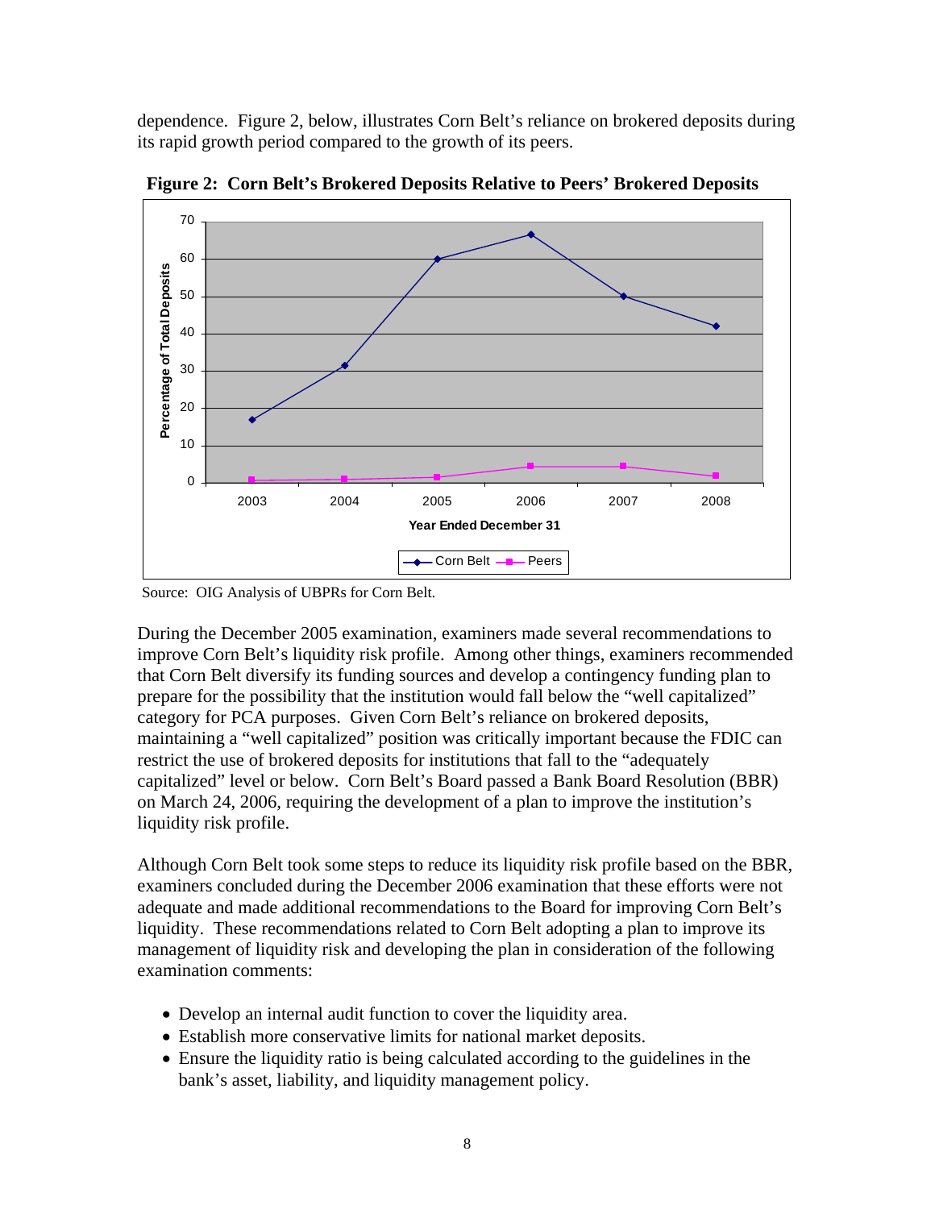dependence. Figure 2, below, illustrates Corn Belt's reliance on brokered deposits during its rapid growth period compared to the growth of its peers.

**Figure 2: Corn Belt's Brokered Deposits Relative to Peers' Brokered Deposits**

Percentage of Total Deposits

70
60
50
40
30
20
10
0

2003 2004 2005 2006 2007 2008

Year Ended December 31

Corn Belt — Peers

Source: OIG Analysis of UBPRs for Corn Belt.

During the December 2005 examination, examiners made several recommendations to improve Corn Belt's liquidity risk profile. Among other things, examiners recommended that Corn Belt diversify its funding sources and develop a contingency funding plan to prepare for the possibility that the institution would fall below the "well capitalized" category for PCA purposes. Given Corn Belt's reliance on brokered deposits, maintaining a "well capitalized" position was critically important because the FDIC can restrict the use of brokered deposits for institutions that fall to the "adequately capitalized" level or below. Corn Belt's Board passed a Bank Board Resolution (BBR) on March 24, 2006, requiring the development of a plan to improve the institution's liquidity risk profile.

Although Corn Belt took some steps to reduce its liquidity risk profile based on the BBR, examiners concluded during the December 2006 examination that these efforts were not adequate and made additional recommendations to the Board for improving Corn Belt's liquidity. These recommendations related to Corn Belt adopting a plan to improve its management of liquidity risk and developing the plan in consideration of the following examination comments:

- Develop an internal audit function to cover the liquidity area.
- Establish more conservative limits for national market deposits.
- Ensure the liquidity ratio is being calculated according to the guidelines in the bank's asset, liability, and liquidity management policy.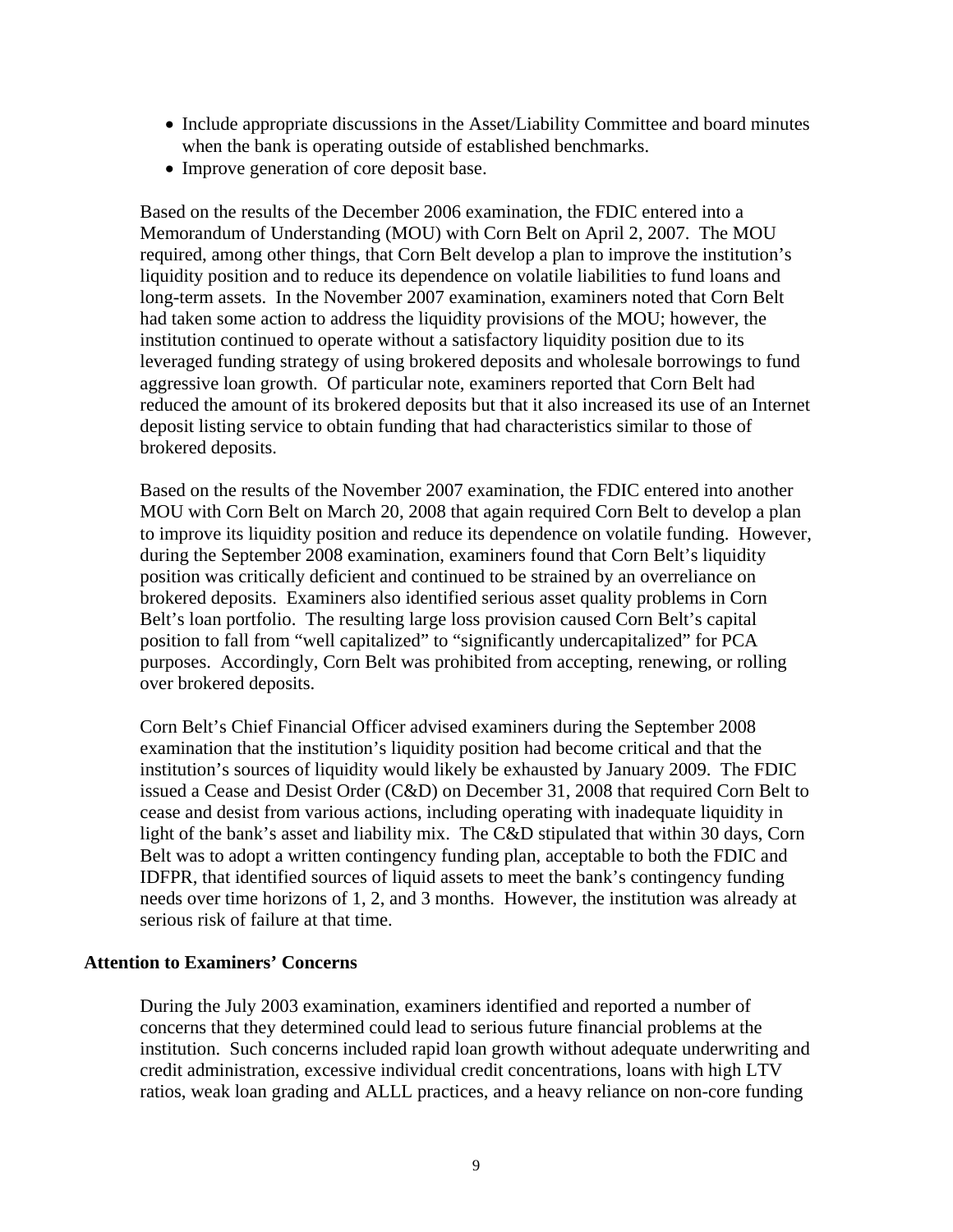- Include appropriate discussions in the Asset/Liability Committee and board minutes when the bank is operating outside of established benchmarks.
- Improve generation of core deposit base.

Based on the results of the December 2006 examination, the FDIC entered into a Memorandum of Understanding (MOU) with Corn Belt on April 2, 2007. The MOU required, among other things, that Corn Belt develop a plan to improve the institution's liquidity position and to reduce its dependence on volatile liabilities to fund loans and long-term assets. In the November 2007 examination, examiners noted that Corn Belt had taken some action to address the liquidity provisions of the MOU; however, the institution continued to operate without a satisfactory liquidity position due to its leveraged funding strategy of using brokered deposits and wholesale borrowings to fund aggressive loan growth. Of particular note, examiners reported that Corn Belt had reduced the amount of its brokered deposits but that it also increased its use of an Internet deposit listing service to obtain funding that had characteristics similar to those of brokered deposits.

Based on the results of the November 2007 examination, the FDIC entered into another MOU with Corn Belt on March 20, 2008 that again required Corn Belt to develop a plan to improve its liquidity position and reduce its dependence on volatile funding. However, during the September 2008 examination, examiners found that Corn Belt's liquidity position was critically deficient and continued to be strained by an overreliance on brokered deposits. Examiners also identified serious asset quality problems in Corn Belt's loan portfolio. The resulting large loss provision caused Corn Belt's capital position to fall from "well capitalized" to "significantly undercapitalized" for PCA purposes. Accordingly, Corn Belt was prohibited from accepting, renewing, or rolling over brokered deposits.

Corn Belt's Chief Financial Officer advised examiners during the September 2008 examination that the institution's liquidity position had become critical and that the institution's sources of liquidity would likely be exhausted by January 2009. The FDIC issued a Cease and Desist Order (C&D) on December 31, 2008 that required Corn Belt to cease and desist from various actions, including operating with inadequate liquidity in light of the bank's asset and liability mix. The C&D stipulated that within 30 days, Corn Belt was to adopt a written contingency funding plan, acceptable to both the FDIC and IDFPR, that identified sources of liquid assets to meet the bank's contingency funding needs over time horizons of 1, 2, and 3 months. However, the institution was already at serious risk of failure at that time.

**Attention to Examiners' Concerns**

During the July 2003 examination, examiners identified and reported a number of concerns that they determined could lead to serious future financial problems at the institution. Such concerns included rapid loan growth without adequate underwriting and credit administration, excessive individual credit concentrations, loans with high LTV ratios, weak loan grading and ALLL practices, and a heavy reliance on non-core funding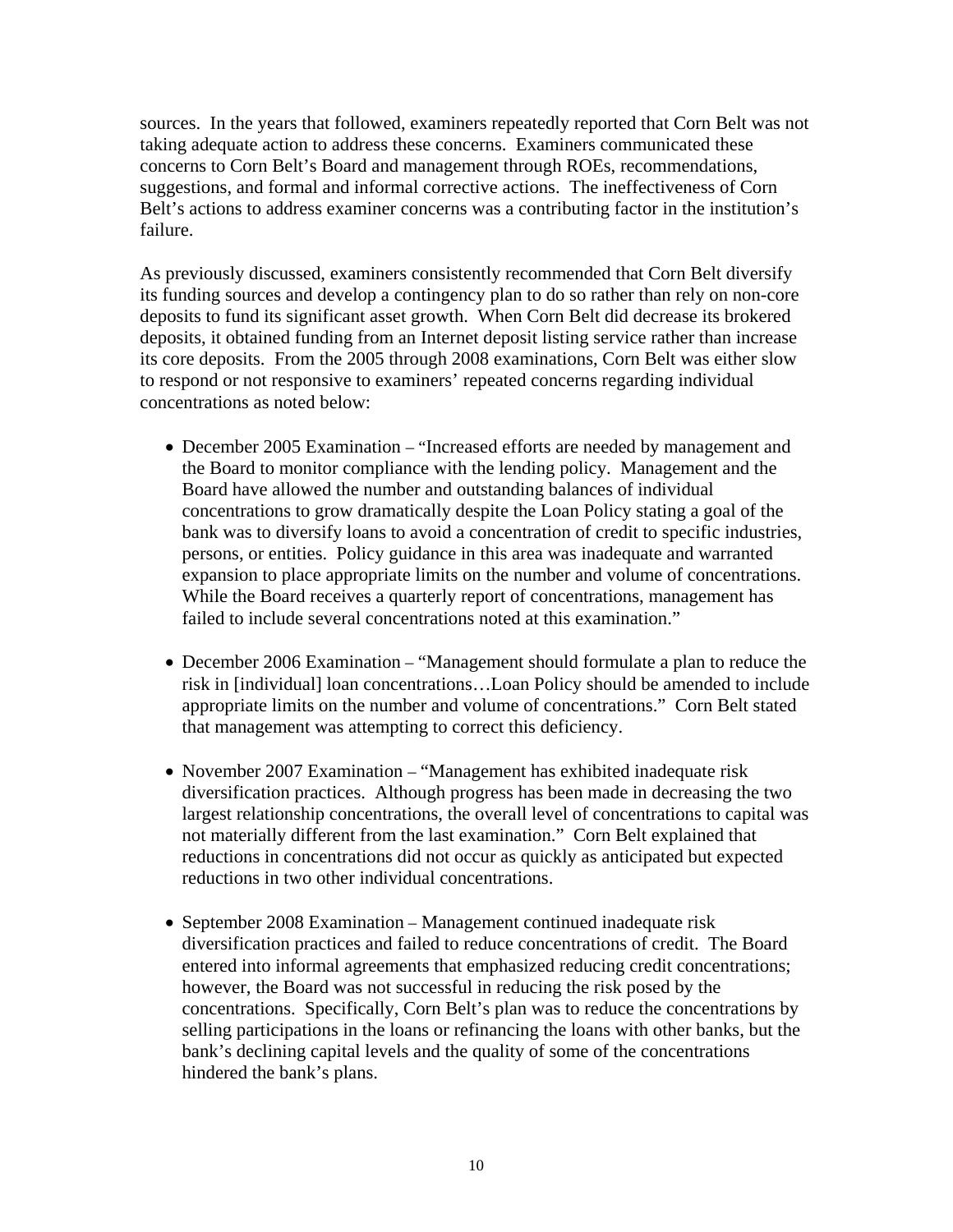sources. In the years that followed, examiners repeatedly reported that Corn Belt was not taking adequate action to address these concerns. Examiners communicated these concerns to Corn Belt's Board and management through ROEs, recommendations, suggestions, and formal and informal corrective actions. The ineffectiveness of Corn Belt's actions to address examiner concerns was a contributing factor in the institution's failure.

As previously discussed, examiners consistently recommended that Corn Belt diversify its funding sources and develop a contingency plan to do so rather than rely on non-core deposits to fund its significant asset growth. When Corn Belt did decrease its brokered deposits, it obtained funding from an Internet deposit listing service rather than increase its core deposits. From the 2005 through 2008 examinations, Corn Belt was either slow to respond or not responsive to examiners' repeated concerns regarding individual concentrations as noted below:

- December 2005 Examination – "Increased efforts are needed by management and the Board to monitor compliance with the lending policy. Management and the Board have allowed the number and outstanding balances of individual concentrations to grow dramatically despite the Loan Policy stating a goal of the bank was to diversify loans to avoid a concentration of credit to specific industries, persons, or entities. Policy guidance in this area was inadequate and warranted expansion to place appropriate limits on the number and volume of concentrations. While the Board receives a quarterly report of concentrations, management has failed to include several concentrations noted at this examination."

- December 2006 Examination – "Management should formulate a plan to reduce the risk in [individual] loan concentrations…Loan Policy should be amended to include appropriate limits on the number and volume of concentrations." Corn Belt stated that management was attempting to correct this deficiency.

- November 2007 Examination – "Management has exhibited inadequate risk diversification practices. Although progress has been made in decreasing the two largest relationship concentrations, the overall level of concentrations to capital was not materially different from the last examination." Corn Belt explained that reductions in concentrations did not occur as quickly as anticipated but expected reductions in two other individual concentrations.

- September 2008 Examination – Management continued inadequate risk diversification practices and failed to reduce concentrations of credit. The Board entered into informal agreements that emphasized reducing credit concentrations; however, the Board was not successful in reducing the risk posed by the concentrations. Specifically, Corn Belt's plan was to reduce the concentrations by selling participations in the loans or refinancing the loans with other banks, but the bank's declining capital levels and the quality of some of the concentrations hindered the bank's plans.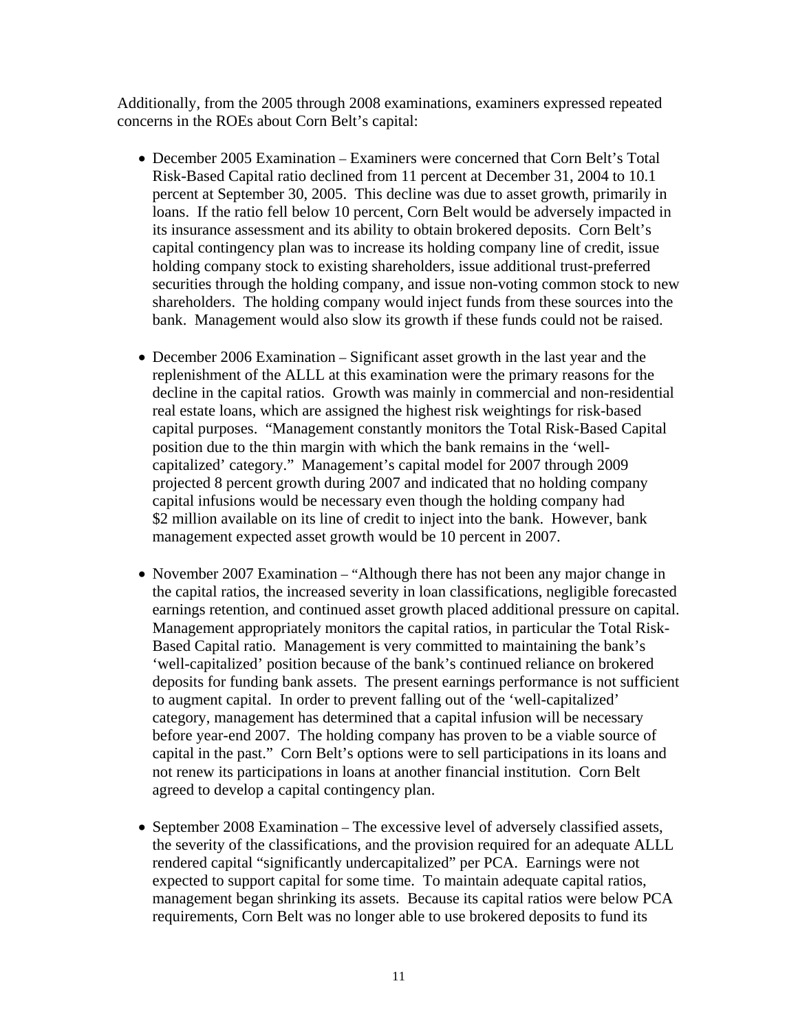Additionally, from the 2005 through 2008 examinations, examiners expressed repeated concerns in the ROEs about Corn Belt's capital:

- December 2005 Examination – Examiners were concerned that Corn Belt's Total Risk-Based Capital ratio declined from 11 percent at December 31, 2004 to 10.1 percent at September 30, 2005. This decline was due to asset growth, primarily in loans. If the ratio fell below 10 percent, Corn Belt would be adversely impacted in its insurance assessment and its ability to obtain brokered deposits. Corn Belt's capital contingency plan was to increase its holding company line of credit, issue holding company stock to existing shareholders, issue additional trust-preferred securities through the holding company, and issue non-voting common stock to new shareholders. The holding company would inject funds from these sources into the bank. Management would also slow its growth if these funds could not be raised.

- December 2006 Examination – Significant asset growth in the last year and the replenishment of the ALLL at this examination were the primary reasons for the decline in the capital ratios. Growth was mainly in commercial and non-residential real estate loans, which are assigned the highest risk weightings for risk-based capital purposes. "Management constantly monitors the Total Risk-Based Capital position due to the thin margin with which the bank remains in the 'well-capitalized' category." Management's capital model for 2007 through 2009 projected 8 percent growth during 2007 and indicated that no holding company capital infusions would be necessary even though the holding company had $2 million available on its line of credit to inject into the bank. However, bank management expected asset growth would be 10 percent in 2007.

- November 2007 Examination – "Although there has not been any major change in the capital ratios, the increased severity in loan classifications, negligible forecasted earnings retention, and continued asset growth placed additional pressure on capital. Management appropriately monitors the capital ratios, in particular the Total Risk-Based Capital ratio. Management is very committed to maintaining the bank's 'well-capitalized' position because of the bank's continued reliance on brokered deposits for funding bank assets. The present earnings performance is not sufficient to augment capital. In order to prevent falling out of the 'well-capitalized' category, management has determined that a capital infusion will be necessary before year-end 2007. The holding company has proven to be a viable source of capital in the past." Corn Belt's options were to sell participations in its loans and not renew its participations in loans at another financial institution. Corn Belt agreed to develop a capital contingency plan.

- September 2008 Examination – The excessive level of adversely classified assets, the severity of the classifications, and the provision required for an adequate ALLL rendered capital "significantly undercapitalized" per PCA. Earnings were not expected to support capital for some time. To maintain adequate capital ratios, management began shrinking its assets. Because its capital ratios were below PCA requirements, Corn Belt was no longer able to use brokered deposits to fund its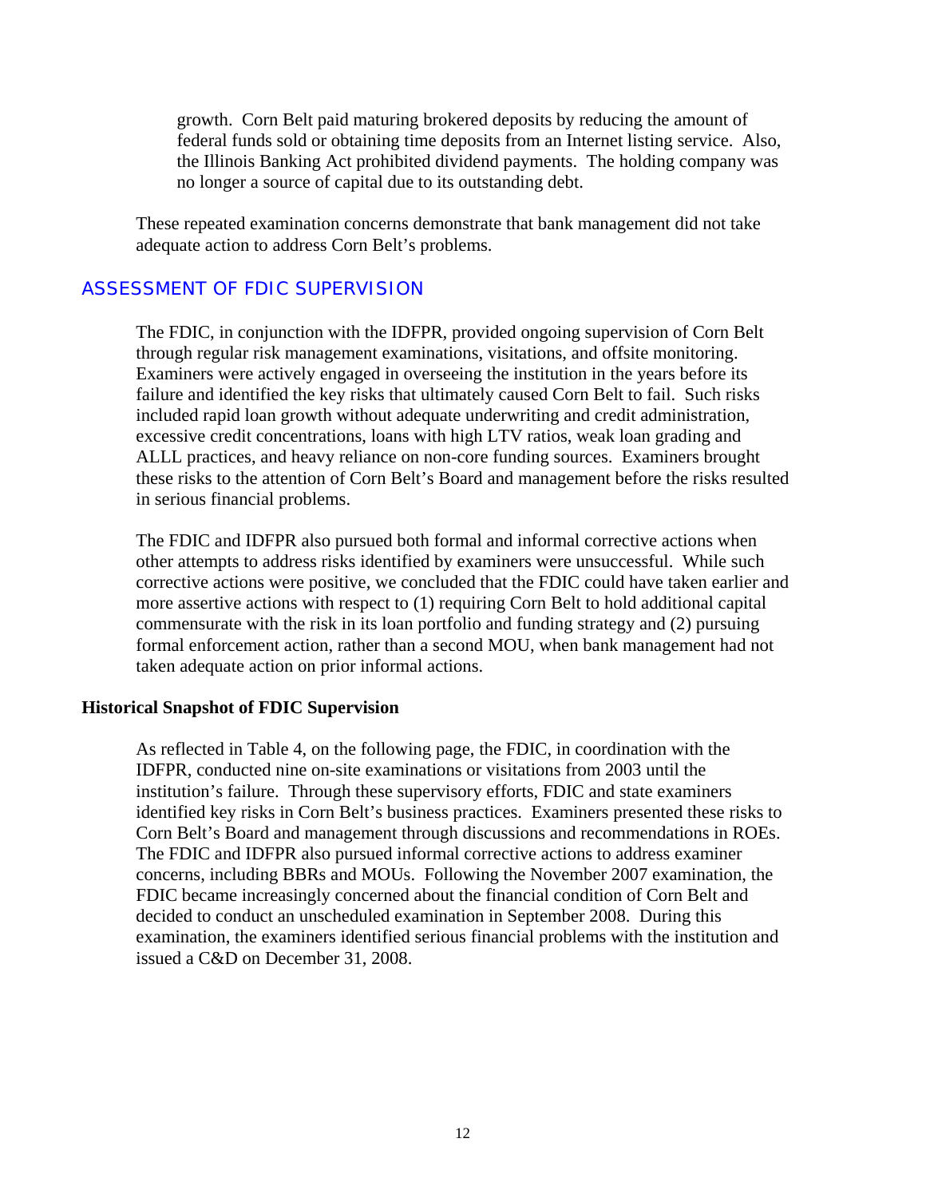growth. Corn Belt paid maturing brokered deposits by reducing the amount of federal funds sold or obtaining time deposits from an Internet listing service. Also, the Illinois Banking Act prohibited dividend payments. The holding company was no longer a source of capital due to its outstanding debt.

These repeated examination concerns demonstrate that bank management did not take adequate action to address Corn Belt's problems.

## ASSESSMENT OF FDIC SUPERVISION

The FDIC, in conjunction with the IDFPR, provided ongoing supervision of Corn Belt through regular risk management examinations, visitations, and offsite monitoring. Examiners were actively engaged in overseeing the institution in the years before its failure and identified the key risks that ultimately caused Corn Belt to fail. Such risks included rapid loan growth without adequate underwriting and credit administration, excessive credit concentrations, loans with high LTV ratios, weak loan grading and ALLL practices, and heavy reliance on non-core funding sources. Examiners brought these risks to the attention of Corn Belt's Board and management before the risks resulted in serious financial problems.

The FDIC and IDFPR also pursued both formal and informal corrective actions when other attempts to address risks identified by examiners were unsuccessful. While such corrective actions were positive, we concluded that the FDIC could have taken earlier and more assertive actions with respect to (1) requiring Corn Belt to hold additional capital commensurate with the risk in its loan portfolio and funding strategy and (2) pursuing formal enforcement action, rather than a second MOU, when bank management had not taken adequate action on prior informal actions.

### Historical Snapshot of FDIC Supervision

As reflected in Table 4, on the following page, the FDIC, in coordination with the IDFPR, conducted nine on-site examinations or visitations from 2003 until the institution's failure. Through these supervisory efforts, FDIC and state examiners identified key risks in Corn Belt's business practices. Examiners presented these risks to Corn Belt's Board and management through discussions and recommendations in ROEs. The FDIC and IDFPR also pursued informal corrective actions to address examiner concerns, including BBRs and MOUs. Following the November 2007 examination, the FDIC became increasingly concerned about the financial condition of Corn Belt and decided to conduct an unscheduled examination in September 2008. During this examination, the examiners identified serious financial problems with the institution and issued a C&D on December 31, 2008.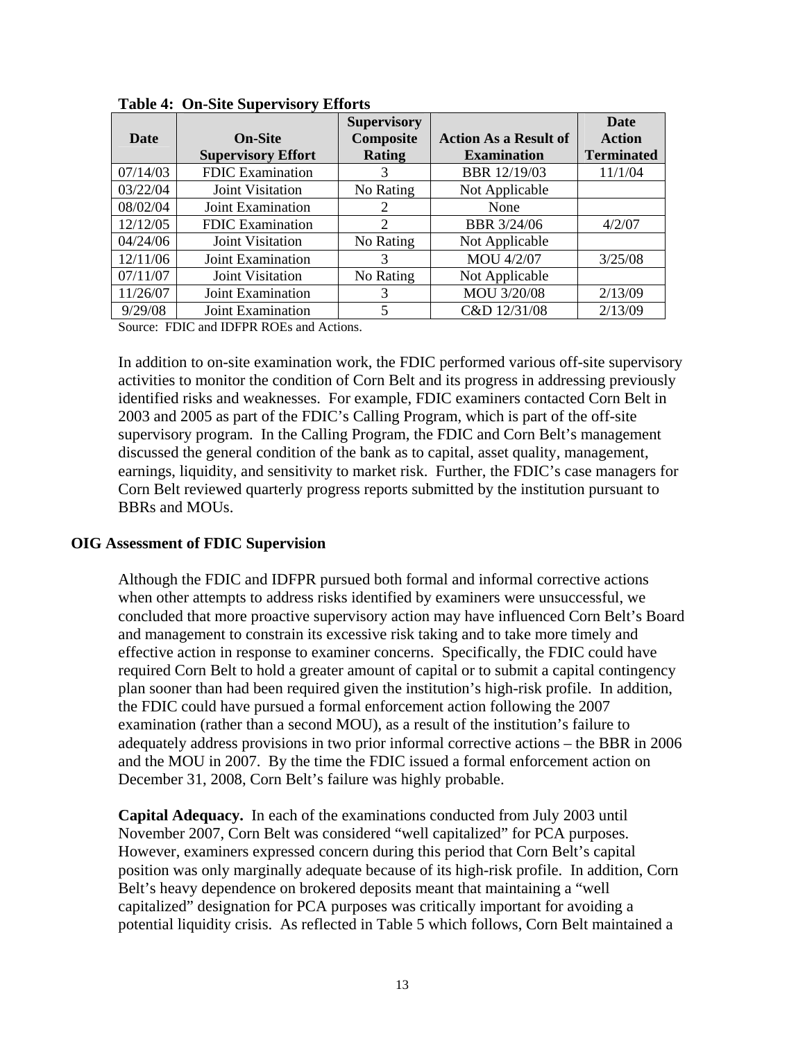**Table 4: On-Site Supervisory Efforts**

| Date | On-Site Supervisory Effort | Supervisory Composite Rating | Action As a Result of Examination | Date Action Terminated |
|---|---|---|---|---|
| 07/14/03 | FDIC Examination | 3 | BBR 12/19/03 | 11/1/04 |
| 03/22/04 | Joint Visitation | No Rating | Not Applicable | |
| 08/02/04 | Joint Examination | 2 | None | |
| 12/12/05 | FDIC Examination | 2 | BBR 3/24/06 | 4/2/07 |
| 04/24/06 | Joint Visitation | No Rating | Not Applicable | |
| 12/11/06 | Joint Examination | 3 | MOU 4/2/07 | 3/25/08 |
| 07/11/07 | Joint Visitation | No Rating | Not Applicable | |
| 11/26/07 | Joint Examination | 3 | MOU 3/20/08 | 2/13/09 |
| 9/29/08 | Joint Examination | 5 | C&D 12/31/08 | 2/13/09 |

Source: FDIC and IDFPR ROEs and Actions.

In addition to on-site examination work, the FDIC performed various off-site supervisory activities to monitor the condition of Corn Belt and its progress in addressing previously identified risks and weaknesses. For example, FDIC examiners contacted Corn Belt in 2003 and 2005 as part of the FDIC's Calling Program, which is part of the off-site supervisory program. In the Calling Program, the FDIC and Corn Belt's management discussed the general condition of the bank as to capital, asset quality, management, earnings, liquidity, and sensitivity to market risk. Further, the FDIC's case managers for Corn Belt reviewed quarterly progress reports submitted by the institution pursuant to BBRs and MOUs.

## OIG Assessment of FDIC Supervision

Although the FDIC and IDFPR pursued both formal and informal corrective actions when other attempts to address risks identified by examiners were unsuccessful, we concluded that more proactive supervisory action may have influenced Corn Belt's Board and management to constrain its excessive risk taking and to take more timely and effective action in response to examiner concerns. Specifically, the FDIC could have required Corn Belt to hold a greater amount of capital or to submit a capital contingency plan sooner than had been required given the institution's high-risk profile. In addition, the FDIC could have pursued a formal enforcement action following the 2007 examination (rather than a second MOU), as a result of the institution's failure to adequately address provisions in two prior informal corrective actions – the BBR in 2006 and the MOU in 2007. By the time the FDIC issued a formal enforcement action on December 31, 2008, Corn Belt's failure was highly probable.

**Capital Adequacy.** In each of the examinations conducted from July 2003 until November 2007, Corn Belt was considered "well capitalized" for PCA purposes. However, examiners expressed concern during this period that Corn Belt's capital position was only marginally adequate because of its high-risk profile. In addition, Corn Belt's heavy dependence on brokered deposits meant that maintaining a "well capitalized" designation for PCA purposes was critically important for avoiding a potential liquidity crisis. As reflected in Table 5 which follows, Corn Belt maintained a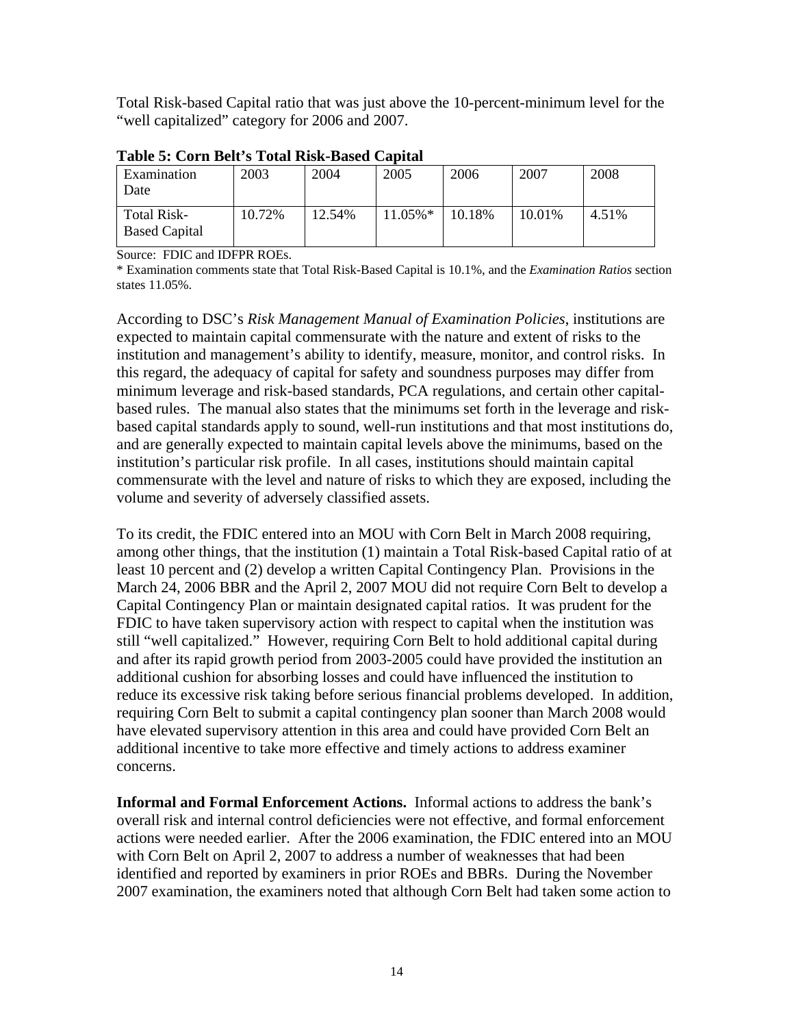Total Risk-based Capital ratio that was just above the 10-percent-minimum level for the "well capitalized" category for 2006 and 2007.

**Table 5: Corn Belt's Total Risk-Based Capital**

| Examination Date | 2003 | 2004 | 2005 | 2006 | 2007 | 2008 |
|---|---|---|---|---|---|---|
| Total Risk-Based Capital | 10.72% | 12.54% | 11.05%* | 10.18% | 10.01% | 4.51% |

Source: FDIC and IDFPR ROEs.

* Examination comments state that Total Risk-Based Capital is 10.1%, and the *Examination Ratios* section states 11.05%.

According to DSC's *Risk Management Manual of Examination Policies*, institutions are expected to maintain capital commensurate with the nature and extent of risks to the institution and management's ability to identify, measure, monitor, and control risks. In this regard, the adequacy of capital for safety and soundness purposes may differ from minimum leverage and risk-based standards, PCA regulations, and certain other capital-based rules. The manual also states that the minimums set forth in the leverage and risk-based capital standards apply to sound, well-run institutions and that most institutions do, and are generally expected to maintain capital levels above the minimums, based on the institution's particular risk profile. In all cases, institutions should maintain capital commensurate with the level and nature of risks to which they are exposed, including the volume and severity of adversely classified assets.

To its credit, the FDIC entered into an MOU with Corn Belt in March 2008 requiring, among other things, that the institution (1) maintain a Total Risk-based Capital ratio of at least 10 percent and (2) develop a written Capital Contingency Plan. Provisions in the March 24, 2006 BBR and the April 2, 2007 MOU did not require Corn Belt to develop a Capital Contingency Plan or maintain designated capital ratios. It was prudent for the FDIC to have taken supervisory action with respect to capital when the institution was still "well capitalized." However, requiring Corn Belt to hold additional capital during and after its rapid growth period from 2003-2005 could have provided the institution an additional cushion for absorbing losses and could have influenced the institution to reduce its excessive risk taking before serious financial problems developed. In addition, requiring Corn Belt to submit a capital contingency plan sooner than March 2008 would have elevated supervisory attention in this area and could have provided Corn Belt an additional incentive to take more effective and timely actions to address examiner concerns.

**Informal and Formal Enforcement Actions.** Informal actions to address the bank's overall risk and internal control deficiencies were not effective, and formal enforcement actions were needed earlier. After the 2006 examination, the FDIC entered into an MOU with Corn Belt on April 2, 2007 to address a number of weaknesses that had been identified and reported by examiners in prior ROEs and BBRs. During the November 2007 examination, the examiners noted that although Corn Belt had taken some action to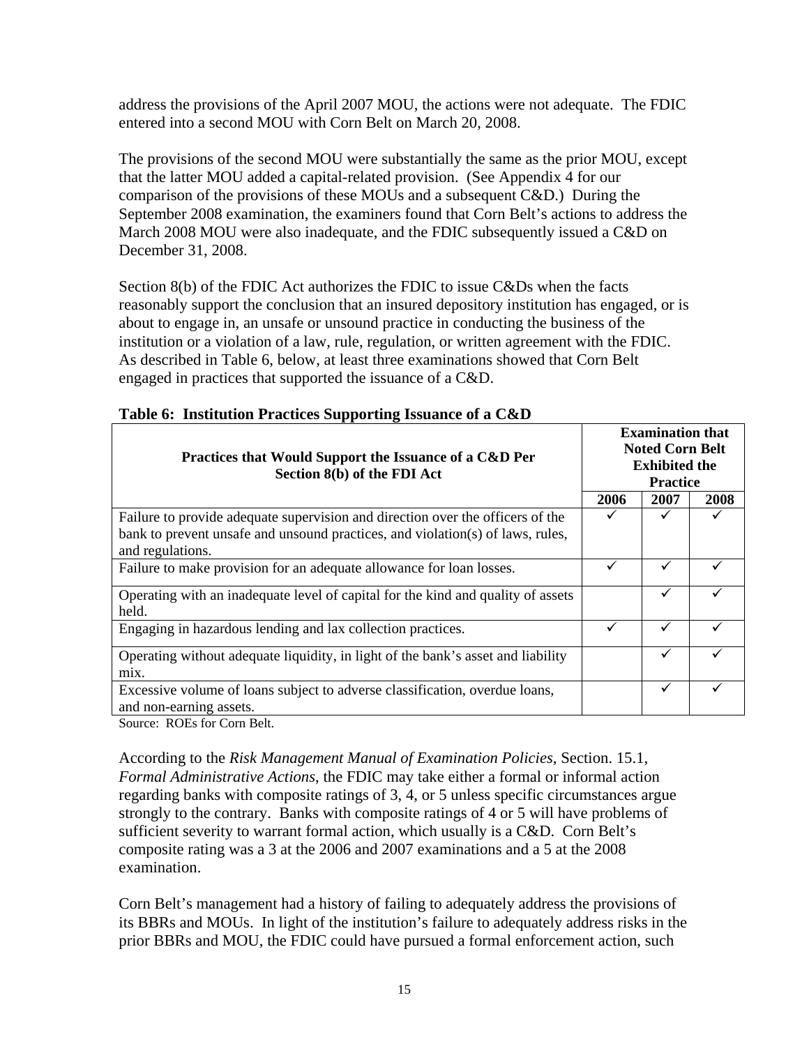address the provisions of the April 2007 MOU, the actions were not adequate. The FDIC entered into a second MOU with Corn Belt on March 20, 2008.

The provisions of the second MOU were substantially the same as the prior MOU, except that the latter MOU added a capital-related provision. (See Appendix 4 for our comparison of the provisions of these MOUs and a subsequent C&D.) During the September 2008 examination, the examiners found that Corn Belt's actions to address the March 2008 MOU were also inadequate, and the FDIC subsequently issued a C&D on December 31, 2008.

Section 8(b) of the FDIC Act authorizes the FDIC to issue C&Ds when the facts reasonably support the conclusion that an insured depository institution has engaged, or is about to engage in, an unsafe or unsound practice in conducting the business of the institution or a violation of a law, rule, regulation, or written agreement with the FDIC. As described in Table 6, below, at least three examinations showed that Corn Belt engaged in practices that supported the issuance of a C&D.

**Table 6: Institution Practices Supporting Issuance of a C&D**

| Practices that Would Support the Issuance of a C&D Per Section 8(b) of the FDI Act | Examination that Noted Corn Belt Exhibited the Practice | | |
|---|---|---|---|
| | 2006 | 2007 | 2008 |
| Failure to provide adequate supervision and direction over the officers of the bank to prevent unsafe and unsound practices, and violation(s) of laws, rules, and regulations. | ✓ | ✓ | ✓ |
| Failure to make provision for an adequate allowance for loan losses. | ✓ | ✓ | ✓ |
| Operating with an inadequate level of capital for the kind and quality of assets held. | | ✓ | ✓ |
| Engaging in hazardous lending and lax collection practices. | ✓ | ✓ | ✓ |
| Operating without adequate liquidity, in light of the bank's asset and liability mix. | | ✓ | ✓ |
| Excessive volume of loans subject to adverse classification, overdue loans, and non-earning assets. | | ✓ | ✓ |

Source: ROEs for Corn Belt.

According to the *Risk Management Manual of Examination Policies*, Section. 15.1, *Formal Administrative Actions*, the FDIC may take either a formal or informal action regarding banks with composite ratings of 3, 4, or 5 unless specific circumstances argue strongly to the contrary. Banks with composite ratings of 4 or 5 will have problems of sufficient severity to warrant formal action, which usually is a C&D. Corn Belt's composite rating was a 3 at the 2006 and 2007 examinations and a 5 at the 2008 examination.

Corn Belt's management had a history of failing to adequately address the provisions of its BBRs and MOUs. In light of the institution's failure to adequately address risks in the prior BBRs and MOU, the FDIC could have pursued a formal enforcement action, such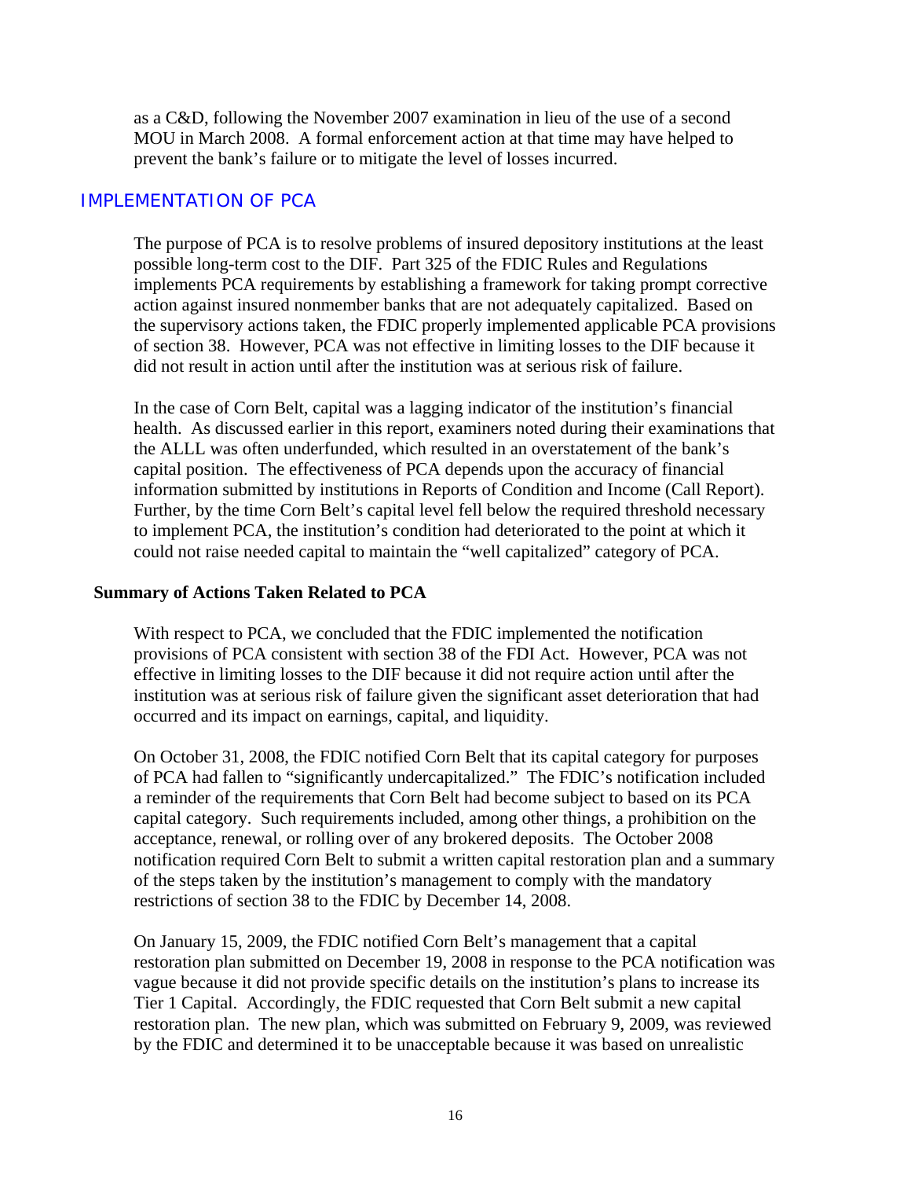as a C&D, following the November 2007 examination in lieu of the use of a second MOU in March 2008. A formal enforcement action at that time may have helped to prevent the bank's failure or to mitigate the level of losses incurred.

## IMPLEMENTATION OF PCA

The purpose of PCA is to resolve problems of insured depository institutions at the least possible long-term cost to the DIF. Part 325 of the FDIC Rules and Regulations implements PCA requirements by establishing a framework for taking prompt corrective action against insured nonmember banks that are not adequately capitalized. Based on the supervisory actions taken, the FDIC properly implemented applicable PCA provisions of section 38. However, PCA was not effective in limiting losses to the DIF because it did not result in action until after the institution was at serious risk of failure.

In the case of Corn Belt, capital was a lagging indicator of the institution's financial health. As discussed earlier in this report, examiners noted during their examinations that the ALLL was often underfunded, which resulted in an overstatement of the bank's capital position. The effectiveness of PCA depends upon the accuracy of financial information submitted by institutions in Reports of Condition and Income (Call Report). Further, by the time Corn Belt's capital level fell below the required threshold necessary to implement PCA, the institution's condition had deteriorated to the point at which it could not raise needed capital to maintain the "well capitalized" category of PCA.

### Summary of Actions Taken Related to PCA

With respect to PCA, we concluded that the FDIC implemented the notification provisions of PCA consistent with section 38 of the FDI Act. However, PCA was not effective in limiting losses to the DIF because it did not require action until after the institution was at serious risk of failure given the significant asset deterioration that had occurred and its impact on earnings, capital, and liquidity.

On October 31, 2008, the FDIC notified Corn Belt that its capital category for purposes of PCA had fallen to "significantly undercapitalized." The FDIC's notification included a reminder of the requirements that Corn Belt had become subject to based on its PCA capital category. Such requirements included, among other things, a prohibition on the acceptance, renewal, or rolling over of any brokered deposits. The October 2008 notification required Corn Belt to submit a written capital restoration plan and a summary of the steps taken by the institution's management to comply with the mandatory restrictions of section 38 to the FDIC by December 14, 2008.

On January 15, 2009, the FDIC notified Corn Belt's management that a capital restoration plan submitted on December 19, 2008 in response to the PCA notification was vague because it did not provide specific details on the institution's plans to increase its Tier 1 Capital. Accordingly, the FDIC requested that Corn Belt submit a new capital restoration plan. The new plan, which was submitted on February 9, 2009, was reviewed by the FDIC and determined it to be unacceptable because it was based on unrealistic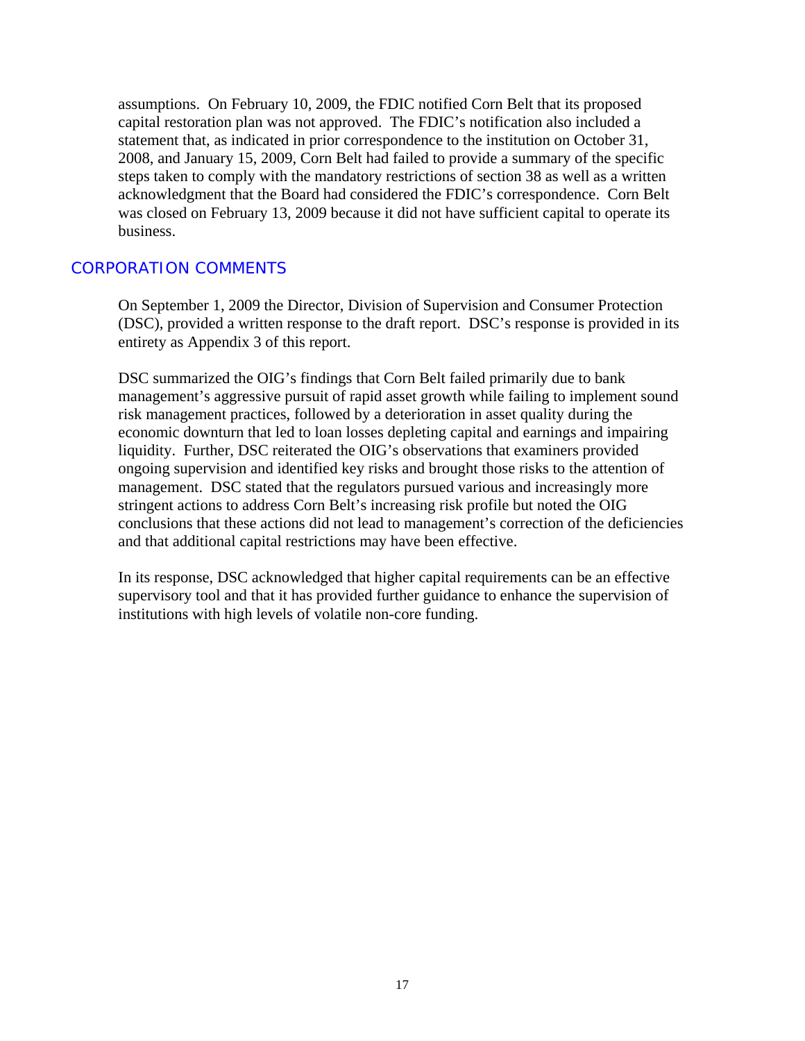assumptions. On February 10, 2009, the FDIC notified Corn Belt that its proposed capital restoration plan was not approved. The FDIC's notification also included a statement that, as indicated in prior correspondence to the institution on October 31, 2008, and January 15, 2009, Corn Belt had failed to provide a summary of the specific steps taken to comply with the mandatory restrictions of section 38 as well as a written acknowledgment that the Board had considered the FDIC's correspondence. Corn Belt was closed on February 13, 2009 because it did not have sufficient capital to operate its business.

## CORPORATION COMMENTS

On September 1, 2009 the Director, Division of Supervision and Consumer Protection (DSC), provided a written response to the draft report. DSC's response is provided in its entirety as Appendix 3 of this report.

DSC summarized the OIG's findings that Corn Belt failed primarily due to bank management's aggressive pursuit of rapid asset growth while failing to implement sound risk management practices, followed by a deterioration in asset quality during the economic downturn that led to loan losses depleting capital and earnings and impairing liquidity. Further, DSC reiterated the OIG's observations that examiners provided ongoing supervision and identified key risks and brought those risks to the attention of management. DSC stated that the regulators pursued various and increasingly more stringent actions to address Corn Belt's increasing risk profile but noted the OIG conclusions that these actions did not lead to management's correction of the deficiencies and that additional capital restrictions may have been effective.

In its response, DSC acknowledged that higher capital requirements can be an effective supervisory tool and that it has provided further guidance to enhance the supervision of institutions with high levels of volatile non-core funding.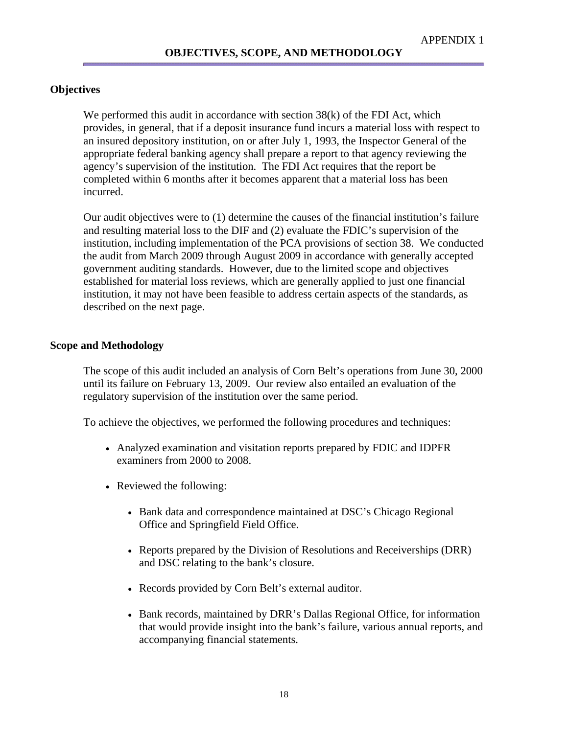APPENDIX 1

# OBJECTIVES, SCOPE, AND METHODOLOGY

## Objectives

We performed this audit in accordance with section 38(k) of the FDI Act, which provides, in general, that if a deposit insurance fund incurs a material loss with respect to an insured depository institution, on or after July 1, 1993, the Inspector General of the appropriate federal banking agency shall prepare a report to that agency reviewing the agency's supervision of the institution. The FDI Act requires that the report be completed within 6 months after it becomes apparent that a material loss has been incurred.

Our audit objectives were to (1) determine the causes of the financial institution's failure and resulting material loss to the DIF and (2) evaluate the FDIC's supervision of the institution, including implementation of the PCA provisions of section 38. We conducted the audit from March 2009 through August 2009 in accordance with generally accepted government auditing standards. However, due to the limited scope and objectives established for material loss reviews, which are generally applied to just one financial institution, it may not have been feasible to address certain aspects of the standards, as described on the next page.

## Scope and Methodology

The scope of this audit included an analysis of Corn Belt's operations from June 30, 2000 until its failure on February 13, 2009. Our review also entailed an evaluation of the regulatory supervision of the institution over the same period.

To achieve the objectives, we performed the following procedures and techniques:

- Analyzed examination and visitation reports prepared by FDIC and IDPFR examiners from 2000 to 2008.
- Reviewed the following:
  - Bank data and correspondence maintained at DSC's Chicago Regional Office and Springfield Field Office.
  - Reports prepared by the Division of Resolutions and Receiverships (DRR) and DSC relating to the bank's closure.
  - Records provided by Corn Belt's external auditor.
  - Bank records, maintained by DRR's Dallas Regional Office, for information that would provide insight into the bank's failure, various annual reports, and accompanying financial statements.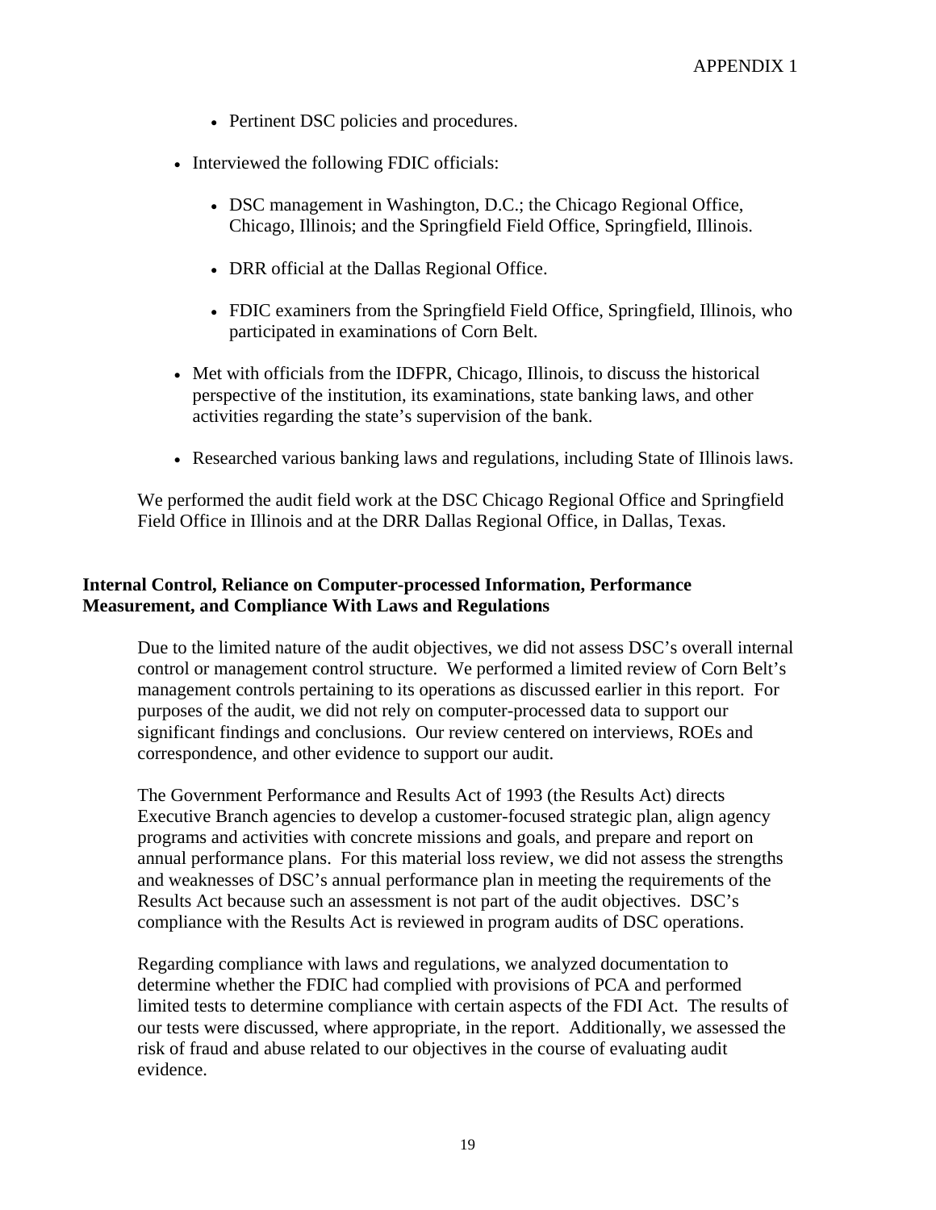- Pertinent DSC policies and procedures.

- Interviewed the following FDIC officials:

  - DSC management in Washington, D.C.; the Chicago Regional Office, Chicago, Illinois; and the Springfield Field Office, Springfield, Illinois.

  - DRR official at the Dallas Regional Office.

  - FDIC examiners from the Springfield Field Office, Springfield, Illinois, who participated in examinations of Corn Belt.

- Met with officials from the IDFPR, Chicago, Illinois, to discuss the historical perspective of the institution, its examinations, state banking laws, and other activities regarding the state's supervision of the bank.

- Researched various banking laws and regulations, including State of Illinois laws.

We performed the audit field work at the DSC Chicago Regional Office and Springfield Field Office in Illinois and at the DRR Dallas Regional Office, in Dallas, Texas.

**Internal Control, Reliance on Computer-processed Information, Performance Measurement, and Compliance With Laws and Regulations**

Due to the limited nature of the audit objectives, we did not assess DSC's overall internal control or management control structure. We performed a limited review of Corn Belt's management controls pertaining to its operations as discussed earlier in this report. For purposes of the audit, we did not rely on computer-processed data to support our significant findings and conclusions. Our review centered on interviews, ROEs and correspondence, and other evidence to support our audit.

The Government Performance and Results Act of 1993 (the Results Act) directs Executive Branch agencies to develop a customer-focused strategic plan, align agency programs and activities with concrete missions and goals, and prepare and report on annual performance plans. For this material loss review, we did not assess the strengths and weaknesses of DSC's annual performance plan in meeting the requirements of the Results Act because such an assessment is not part of the audit objectives. DSC's compliance with the Results Act is reviewed in program audits of DSC operations.

Regarding compliance with laws and regulations, we analyzed documentation to determine whether the FDIC had complied with provisions of PCA and performed limited tests to determine compliance with certain aspects of the FDI Act. The results of our tests were discussed, where appropriate, in the report. Additionally, we assessed the risk of fraud and abuse related to our objectives in the course of evaluating audit evidence.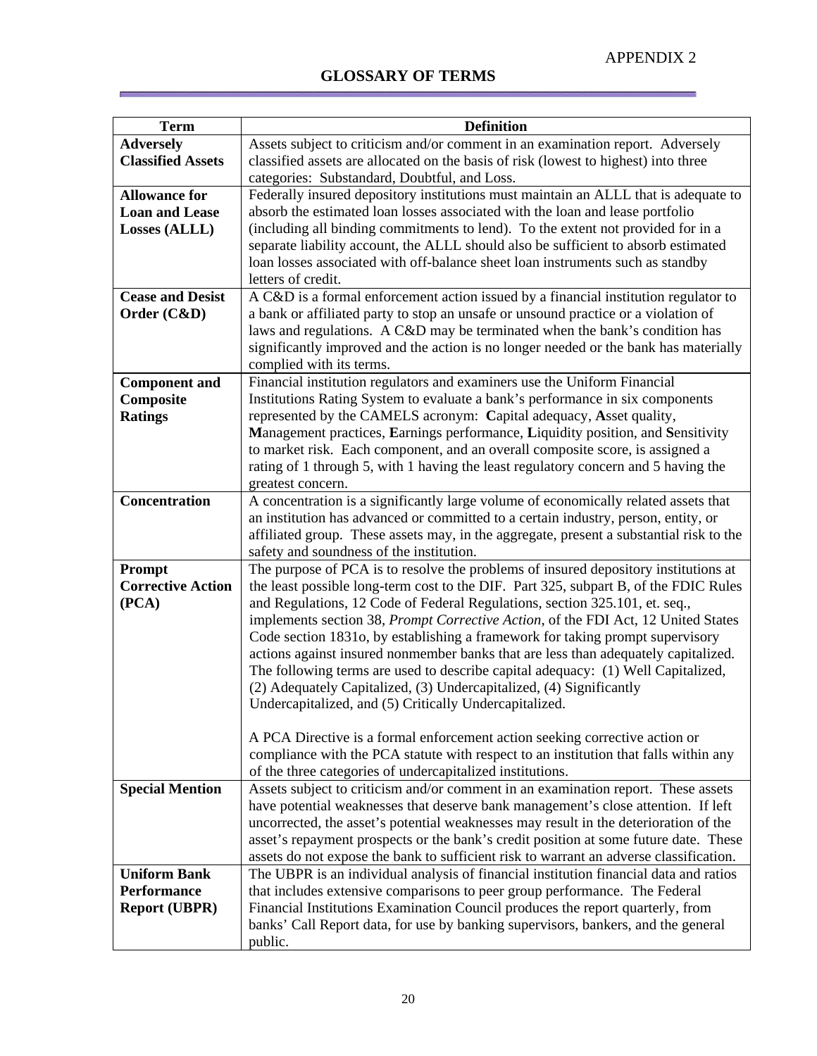APPENDIX 2

# GLOSSARY OF TERMS

| Term | Definition |
|---|---|
| **Adversely Classified Assets** | Assets subject to criticism and/or comment in an examination report. Adversely classified assets are allocated on the basis of risk (lowest to highest) into three categories: Substandard, Doubtful, and Loss. |
| **Allowance for Loan and Lease Losses (ALLL)** | Federally insured depository institutions must maintain an ALLL that is adequate to absorb the estimated loan losses associated with the loan and lease portfolio (including all binding commitments to lend). To the extent not provided for in a separate liability account, the ALLL should also be sufficient to absorb estimated loan losses associated with off-balance sheet loan instruments such as standby letters of credit. |
| **Cease and Desist Order (C&D)** | A C&D is a formal enforcement action issued by a financial institution regulator to a bank or affiliated party to stop an unsafe or unsound practice or a violation of laws and regulations. A C&D may be terminated when the bank's condition has significantly improved and the action is no longer needed or the bank has materially complied with its terms. |
| **Component and Composite Ratings** | Financial institution regulators and examiners use the Uniform Financial Institutions Rating System to evaluate a bank's performance in six components represented by the CAMELS acronym: **C**apital adequacy, **A**sset quality, **M**anagement practices, **E**arnings performance, **L**iquidity position, and **S**ensitivity to market risk. Each component, and an overall composite score, is assigned a rating of 1 through 5, with 1 having the least regulatory concern and 5 having the greatest concern. |
| **Concentration** | A concentration is a significantly large volume of economically related assets that an institution has advanced or committed to a certain industry, person, entity, or affiliated group. These assets may, in the aggregate, present a substantial risk to the safety and soundness of the institution. |
| **Prompt Corrective Action (PCA)** | The purpose of PCA is to resolve the problems of insured depository institutions at the least possible long-term cost to the DIF. Part 325, subpart B, of the FDIC Rules and Regulations, 12 Code of Federal Regulations, section 325.101, et. seq., implements section 38, *Prompt Corrective Action*, of the FDI Act, 12 United States Code section 1831o, by establishing a framework for taking prompt supervisory actions against insured nonmember banks that are less than adequately capitalized. The following terms are used to describe capital adequacy: (1) Well Capitalized, (2) Adequately Capitalized, (3) Undercapitalized, (4) Significantly Undercapitalized, and (5) Critically Undercapitalized.<br><br>A PCA Directive is a formal enforcement action seeking corrective action or compliance with the PCA statute with respect to an institution that falls within any of the three categories of undercapitalized institutions. |
| **Special Mention** | Assets subject to criticism and/or comment in an examination report. These assets have potential weaknesses that deserve bank management's close attention. If left uncorrected, the asset's potential weaknesses may result in the deterioration of the asset's repayment prospects or the bank's credit position at some future date. These assets do not expose the bank to sufficient risk to warrant an adverse classification. |
| **Uniform Bank Performance Report (UBPR)** | The UBPR is an individual analysis of financial institution financial data and ratios that includes extensive comparisons to peer group performance. The Federal Financial Institutions Examination Council produces the report quarterly, from banks' Call Report data, for use by banking supervisors, bankers, and the general public. |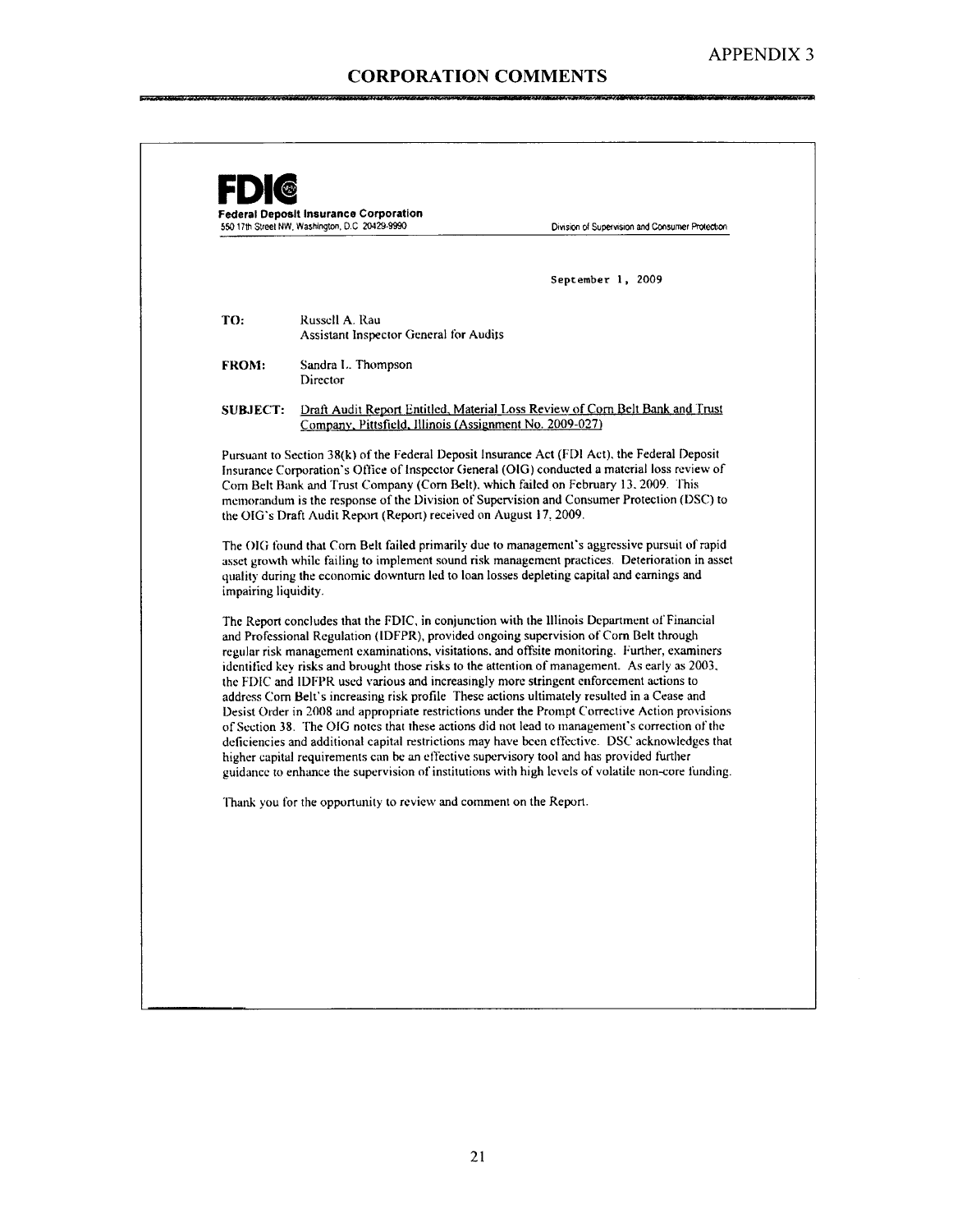# APPENDIX 3

## CORPORATION COMMENTS

**FDIC**
**Federal Deposit Insurance Corporation**
550 17th Street NW, Washington, D.C. 20429-9990

Division of Supervision and Consumer Protection

September 1, 2009

**TO:** Russell A. Rau
Assistant Inspector General for Audits

**FROM:** Sandra L. Thompson
Director

**SUBJECT:** Draft Audit Report Entitled, Material Loss Review of Corn Belt Bank and Trust Company, Pittsfield, Illinois (Assignment No. 2009-027)

Pursuant to Section 38(k) of the Federal Deposit Insurance Act (FDI Act), the Federal Deposit Insurance Corporation's Office of Inspector General (OIG) conducted a material loss review of Corn Belt Bank and Trust Company (Corn Belt), which failed on February 13, 2009. This memorandum is the response of the Division of Supervision and Consumer Protection (DSC) to the OIG's Draft Audit Report (Report) received on August 17, 2009.

The OIG found that Corn Belt failed primarily due to management's aggressive pursuit of rapid asset growth while failing to implement sound risk management practices. Deterioration in asset quality during the economic downturn led to loan losses depleting capital and earnings and impairing liquidity.

The Report concludes that the FDIC, in conjunction with the Illinois Department of Financial and Professional Regulation (IDFPR), provided ongoing supervision of Corn Belt through regular risk management examinations, visitations, and offsite monitoring. Further, examiners identified key risks and brought those risks to the attention of management. As early as 2003, the FDIC and IDFPR used various and increasingly more stringent enforcement actions to address Corn Belt's increasing risk profile These actions ultimately resulted in a Cease and Desist Order in 2008 and appropriate restrictions under the Prompt Corrective Action provisions of Section 38. The OIG notes that these actions did not lead to management's correction of the deficiencies and additional capital restrictions may have been effective. DSC acknowledges that higher capital requirements can be an effective supervisory tool and has provided further guidance to enhance the supervision of institutions with high levels of volatile non-core funding.

Thank you for the opportunity to review and comment on the Report.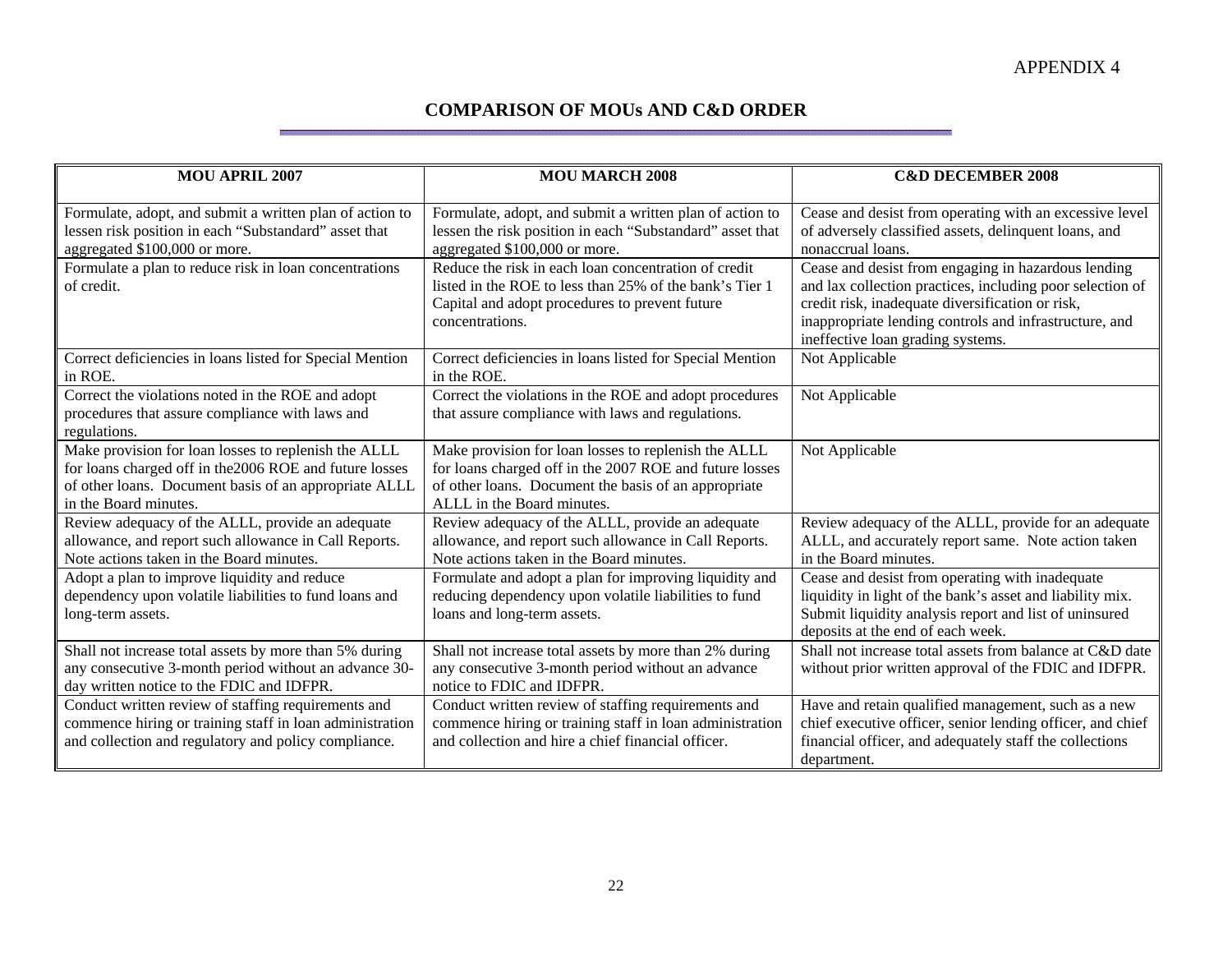APPENDIX 4

## COMPARISON OF MOUs AND C&D ORDER

| MOU APRIL 2007 | MOU MARCH 2008 | C&D DECEMBER 2008 |
|---|---|---|
| Formulate, adopt, and submit a written plan of action to lessen risk position in each "Substandard" asset that aggregated $100,000 or more. | Formulate, adopt, and submit a written plan of action to lessen the risk position in each "Substandard" asset that aggregated $100,000 or more. | Cease and desist from operating with an excessive level of adversely classified assets, delinquent loans, and nonaccrual loans. |
| Formulate a plan to reduce risk in loan concentrations of credit. | Reduce the risk in each loan concentration of credit listed in the ROE to less than 25% of the bank's Tier 1 Capital and adopt procedures to prevent future concentrations. | Cease and desist from engaging in hazardous lending and lax collection practices, including poor selection of credit risk, inadequate diversification or risk, inappropriate lending controls and infrastructure, and ineffective loan grading systems. |
| Correct deficiencies in loans listed for Special Mention in ROE. | Correct deficiencies in loans listed for Special Mention in the ROE. | Not Applicable |
| Correct the violations noted in the ROE and adopt procedures that assure compliance with laws and regulations. | Correct the violations in the ROE and adopt procedures that assure compliance with laws and regulations. | Not Applicable |
| Make provision for loan losses to replenish the ALLL for loans charged off in the2006 ROE and future losses of other loans. Document basis of an appropriate ALLL in the Board minutes. | Make provision for loan losses to replenish the ALLL for loans charged off in the 2007 ROE and future losses of other loans. Document the basis of an appropriate ALLL in the Board minutes. | Not Applicable |
| Review adequacy of the ALLL, provide an adequate allowance, and report such allowance in Call Reports. Note actions taken in the Board minutes. | Review adequacy of the ALLL, provide an adequate allowance, and report such allowance in Call Reports. Note actions taken in the Board minutes. | Review adequacy of the ALLL, provide for an adequate ALLL, and accurately report same. Note action taken in the Board minutes. |
| Adopt a plan to improve liquidity and reduce dependency upon volatile liabilities to fund loans and long-term assets. | Formulate and adopt a plan for improving liquidity and reducing dependency upon volatile liabilities to fund loans and long-term assets. | Cease and desist from operating with inadequate liquidity in light of the bank's asset and liability mix. Submit liquidity analysis report and list of uninsured deposits at the end of each week. |
| Shall not increase total assets by more than 5% during any consecutive 3-month period without an advance 30-day written notice to the FDIC and IDFPR. | Shall not increase total assets by more than 2% during any consecutive 3-month period without an advance notice to FDIC and IDFPR. | Shall not increase total assets from balance at C&D date without prior written approval of the FDIC and IDFPR. |
| Conduct written review of staffing requirements and commence hiring or training staff in loan administration and collection and regulatory and policy compliance. | Conduct written review of staffing requirements and commence hiring or training staff in loan administration and collection and hire a chief financial officer. | Have and retain qualified management, such as a new chief executive officer, senior lending officer, and chief financial officer, and adequately staff the collections department. |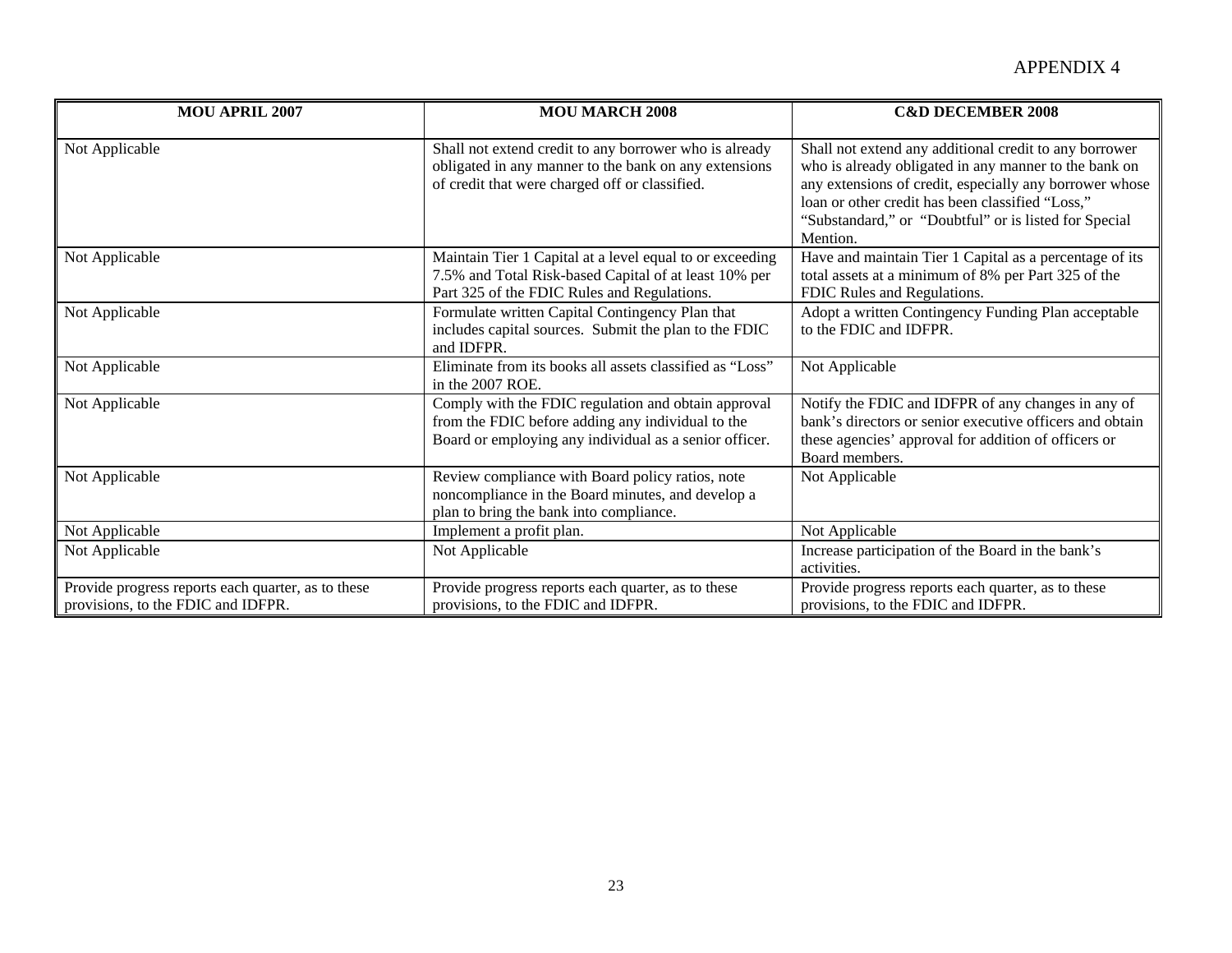APPENDIX 4

| MOU APRIL 2007 | MOU MARCH 2008 | C&D DECEMBER 2008 |
|---|---|---|
| Not Applicable | Shall not extend credit to any borrower who is already obligated in any manner to the bank on any extensions of credit that were charged off or classified. | Shall not extend any additional credit to any borrower who is already obligated in any manner to the bank on any extensions of credit, especially any borrower whose loan or other credit has been classified "Loss," "Substandard," or "Doubtful" or is listed for Special Mention. |
| Not Applicable | Maintain Tier 1 Capital at a level equal to or exceeding 7.5% and Total Risk-based Capital of at least 10% per Part 325 of the FDIC Rules and Regulations. | Have and maintain Tier 1 Capital as a percentage of its total assets at a minimum of 8% per Part 325 of the FDIC Rules and Regulations. |
| Not Applicable | Formulate written Capital Contingency Plan that includes capital sources. Submit the plan to the FDIC and IDFPR. | Adopt a written Contingency Funding Plan acceptable to the FDIC and IDFPR. |
| Not Applicable | Eliminate from its books all assets classified as "Loss" in the 2007 ROE. | Not Applicable |
| Not Applicable | Comply with the FDIC regulation and obtain approval from the FDIC before adding any individual to the Board or employing any individual as a senior officer. | Notify the FDIC and IDFPR of any changes in any of bank's directors or senior executive officers and obtain these agencies' approval for addition of officers or Board members. |
| Not Applicable | Review compliance with Board policy ratios, note noncompliance in the Board minutes, and develop a plan to bring the bank into compliance. | Not Applicable |
| Not Applicable | Implement a profit plan. | Not Applicable |
| Not Applicable | Not Applicable | Increase participation of the Board in the bank's activities. |
| Provide progress reports each quarter, as to these provisions, to the FDIC and IDFPR. | Provide progress reports each quarter, as to these provisions, to the FDIC and IDFPR. | Provide progress reports each quarter, as to these provisions, to the FDIC and IDFPR. |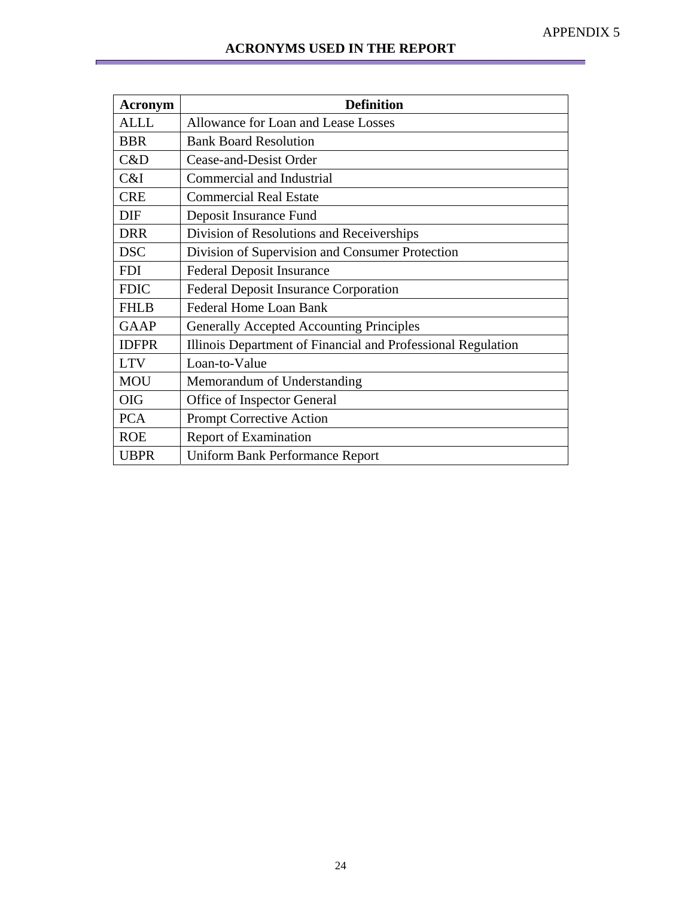APPENDIX 5

## ACRONYMS USED IN THE REPORT

| Acronym | Definition |
|---|---|
| ALLL | Allowance for Loan and Lease Losses |
| BBR | Bank Board Resolution |
| C&D | Cease-and-Desist Order |
| C&I | Commercial and Industrial |
| CRE | Commercial Real Estate |
| DIF | Deposit Insurance Fund |
| DRR | Division of Resolutions and Receiverships |
| DSC | Division of Supervision and Consumer Protection |
| FDI | Federal Deposit Insurance |
| FDIC | Federal Deposit Insurance Corporation |
| FHLB | Federal Home Loan Bank |
| GAAP | Generally Accepted Accounting Principles |
| IDFPR | Illinois Department of Financial and Professional Regulation |
| LTV | Loan-to-Value |
| MOU | Memorandum of Understanding |
| OIG | Office of Inspector General |
| PCA | Prompt Corrective Action |
| ROE | Report of Examination |
| UBPR | Uniform Bank Performance Report |